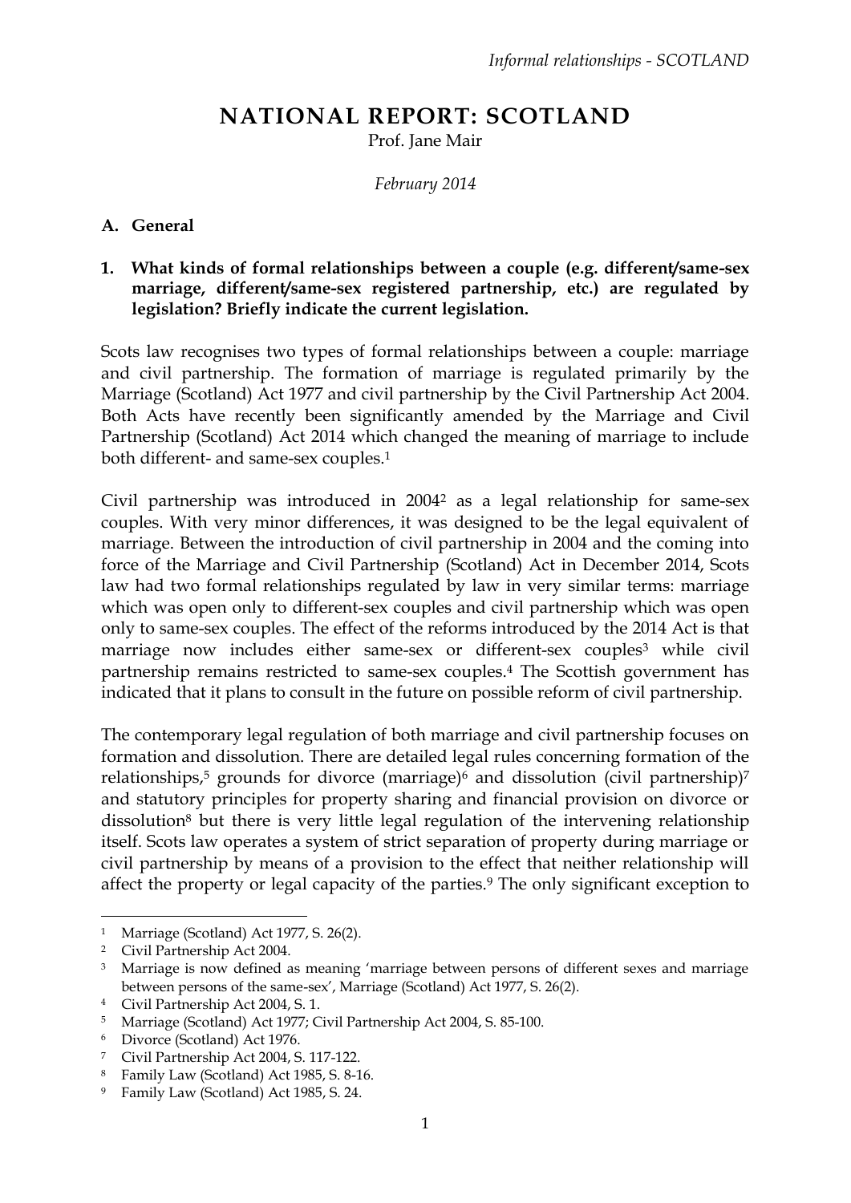# NATIONAL REPORT: SCOTLAND

Prof. Jane Mair

*February 2014*

## A. General

### 1. What kinds of formal relationships between a couple (e.g. different/same-sex marriage, different/same-sex registered partnership, etc.) are regulated by legislation? Briefly indicate the current legislation.

Scots law recognises two types of formal relationships between a couple: marriage and civil partnership. The formation of marriage is regulated primarily by the Marriage (Scotland) Act 1977 and civil partnership by the Civil Partnership Act 2004. Both Acts have recently been significantly amended by the Marriage and Civil Partnership (Scotland) Act 2014 which changed the meaning of marriage to include both different- and same-sex couples.[1]

Civil partnership was introduced in 2004[2] as a legal relationship for same-sex couples. With very minor differences, it was designed to be the legal equivalent of marriage. Between the introduction of civil partnership in 2004 and the coming into force of the Marriage and Civil Partnership (Scotland) Act in December 2014, Scots law had two formal relationships regulated by law in very similar terms: marriage which was open only to different-sex couples and civil partnership which was open only to same-sex couples. The effect of the reforms introduced by the 2014 Act is that marriage now includes either same-sex or different-sex couples[3] while civil partnership remains restricted to same-sex couples.[4] The Scottish government has indicated that it plans to consult in the future on possible reform of civil partnership.

The contemporary legal regulation of both marriage and civil partnership focuses on formation and dissolution. There are detailed legal rules concerning formation of the relationships,[5] grounds for divorce (marriage)[6] and dissolution (civil partnership)[7] and statutory principles for property sharing and financial provision on divorce or dissolution[8] but there is very little legal regulation of the intervening relationship itself. Scots law operates a system of strict separation of property during marriage or civil partnership by means of a provision to the effect that neither relationship will affect the property or legal capacity of the parties.[9] The only significant exception to

---

[1] Marriage (Scotland) Act 1977, S. 26(2).

[2] Civil Partnership Act 2004.

[3] Marriage is now defined as meaning 'marriage between persons of different sexes and marriage between persons of the same-sex', Marriage (Scotland) Act 1977, S. 26(2).

[4] Civil Partnership Act 2004, S. 1.

[5] Marriage (Scotland) Act 1977; Civil Partnership Act 2004, S. 85-100.

[6] Divorce (Scotland) Act 1976.

[7] Civil Partnership Act 2004, S. 117-122.

[8] Family Law (Scotland) Act 1985, S. 8-16.

[9] Family Law (Scotland) Act 1985, S. 24.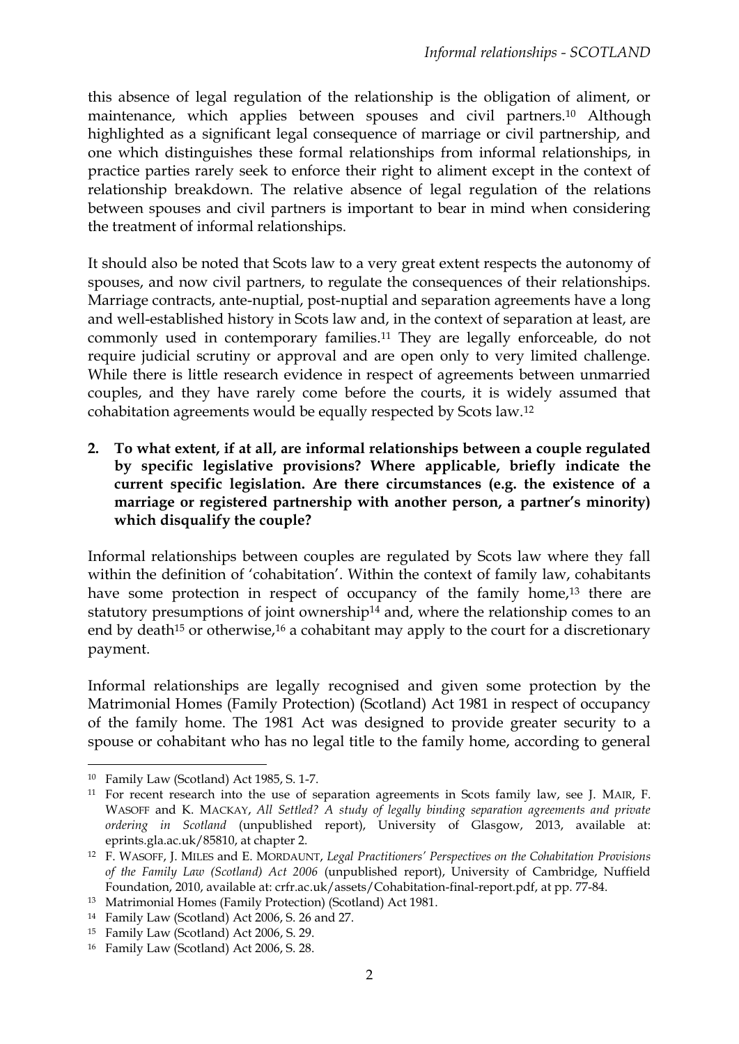this absence of legal regulation of the relationship is the obligation of aliment, or maintenance, which applies between spouses and civil partners.[10] Although highlighted as a significant legal consequence of marriage or civil partnership, and one which distinguishes these formal relationships from informal relationships, in practice parties rarely seek to enforce their right to aliment except in the context of relationship breakdown. The relative absence of legal regulation of the relations between spouses and civil partners is important to bear in mind when considering the treatment of informal relationships.

It should also be noted that Scots law to a very great extent respects the autonomy of spouses, and now civil partners, to regulate the consequences of their relationships. Marriage contracts, ante-nuptial, post-nuptial and separation agreements have a long and well-established history in Scots law and, in the context of separation at least, are commonly used in contemporary families.[11] They are legally enforceable, do not require judicial scrutiny or approval and are open only to very limited challenge. While there is little research evidence in respect of agreements between unmarried couples, and they have rarely come before the courts, it is widely assumed that cohabitation agreements would be equally respected by Scots law.[12]

**2. To what extent, if at all, are informal relationships between a couple regulated by specific legislative provisions? Where applicable, briefly indicate the current specific legislation. Are there circumstances (e.g. the existence of a marriage or registered partnership with another person, a partner's minority) which disqualify the couple?**

Informal relationships between couples are regulated by Scots law where they fall within the definition of 'cohabitation'. Within the context of family law, cohabitants have some protection in respect of occupancy of the family home,[13] there are statutory presumptions of joint ownership[14] and, where the relationship comes to an end by death[15] or otherwise,[16] a cohabitant may apply to the court for a discretionary payment.

Informal relationships are legally recognised and given some protection by the Matrimonial Homes (Family Protection) (Scotland) Act 1981 in respect of occupancy of the family home. The 1981 Act was designed to provide greater security to a spouse or cohabitant who has no legal title to the family home, according to general

---

[10] Family Law (Scotland) Act 1985, S. 1-7.

[11] For recent research into the use of separation agreements in Scots family law, see J. MAIR, F. WASOFF and K. MACKAY, *All Settled? A study of legally binding separation agreements and private ordering in Scotland* (unpublished report), University of Glasgow, 2013, available at: eprints.gla.ac.uk/85810, at chapter 2.

[12] F. WASOFF, J. MILES and E. MORDAUNT, *Legal Practitioners' Perspectives on the Cohabitation Provisions of the Family Law (Scotland) Act 2006* (unpublished report), University of Cambridge, Nuffield Foundation, 2010, available at: crfr.ac.uk/assets/Cohabitation-final-report.pdf, at pp. 77-84.

[13] Matrimonial Homes (Family Protection) (Scotland) Act 1981.

[14] Family Law (Scotland) Act 2006, S. 26 and 27.

[15] Family Law (Scotland) Act 2006, S. 29.

[16] Family Law (Scotland) Act 2006, S. 28.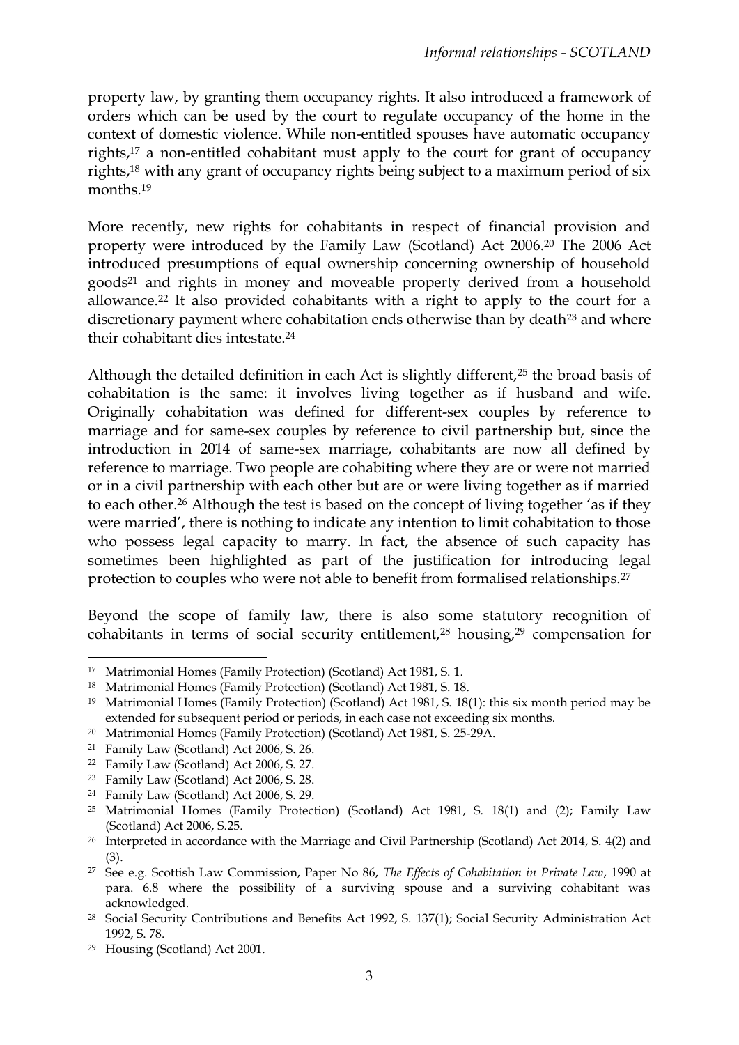property law, by granting them occupancy rights. It also introduced a framework of orders which can be used by the court to regulate occupancy of the home in the context of domestic violence. While non-entitled spouses have automatic occupancy rights,[17] a non-entitled cohabitant must apply to the court for grant of occupancy rights,[18] with any grant of occupancy rights being subject to a maximum period of six months.[19]

More recently, new rights for cohabitants in respect of financial provision and property were introduced by the Family Law (Scotland) Act 2006.[20] The 2006 Act introduced presumptions of equal ownership concerning ownership of household goods[21] and rights in money and moveable property derived from a household allowance.[22] It also provided cohabitants with a right to apply to the court for a discretionary payment where cohabitation ends otherwise than by death[23] and where their cohabitant dies intestate.[24]

Although the detailed definition in each Act is slightly different,[25] the broad basis of cohabitation is the same: it involves living together as if husband and wife. Originally cohabitation was defined for different-sex couples by reference to marriage and for same-sex couples by reference to civil partnership but, since the introduction in 2014 of same-sex marriage, cohabitants are now all defined by reference to marriage. Two people are cohabiting where they are or were not married or in a civil partnership with each other but are or were living together as if married to each other.[26] Although the test is based on the concept of living together 'as if they were married', there is nothing to indicate any intention to limit cohabitation to those who possess legal capacity to marry. In fact, the absence of such capacity has sometimes been highlighted as part of the justification for introducing legal protection to couples who were not able to benefit from formalised relationships.[27]

Beyond the scope of family law, there is also some statutory recognition of cohabitants in terms of social security entitlement,[28] housing,[29] compensation for

---

[17] Matrimonial Homes (Family Protection) (Scotland) Act 1981, S. 1.

[18] Matrimonial Homes (Family Protection) (Scotland) Act 1981, S. 18.

[19] Matrimonial Homes (Family Protection) (Scotland) Act 1981, S. 18(1): this six month period may be extended for subsequent period or periods, in each case not exceeding six months.

[20] Matrimonial Homes (Family Protection) (Scotland) Act 1981, S. 25-29A.

[21] Family Law (Scotland) Act 2006, S. 26.

[22] Family Law (Scotland) Act 2006, S. 27.

[23] Family Law (Scotland) Act 2006, S. 28.

[24] Family Law (Scotland) Act 2006, S. 29.

[25] Matrimonial Homes (Family Protection) (Scotland) Act 1981, S. 18(1) and (2); Family Law (Scotland) Act 2006, S.25.

[26] Interpreted in accordance with the Marriage and Civil Partnership (Scotland) Act 2014, S. 4(2) and (3).

[27] See e.g. Scottish Law Commission, Paper No 86, *The Effects of Cohabitation in Private Law*, 1990 at para. 6.8 where the possibility of a surviving spouse and a surviving cohabitant was acknowledged.

[28] Social Security Contributions and Benefits Act 1992, S. 137(1); Social Security Administration Act 1992, S. 78.

[29] Housing (Scotland) Act 2001.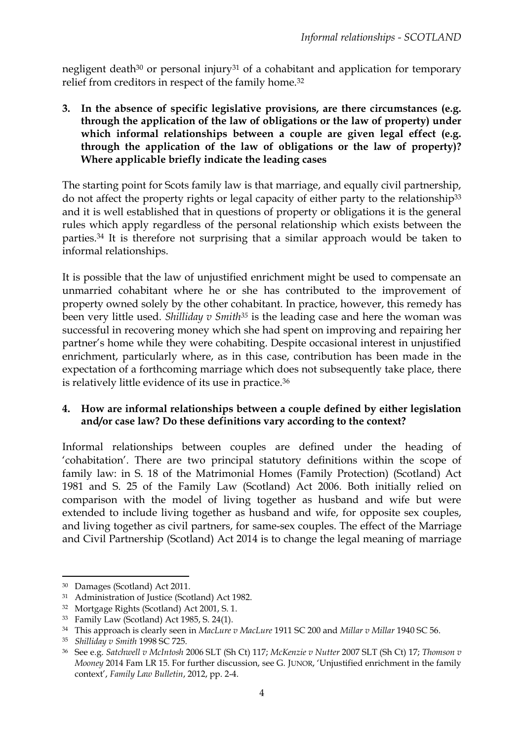negligent death[30] or personal injury[31] of a cohabitant and application for temporary relief from creditors in respect of the family home.[32]

**3. In the absence of specific legislative provisions, are there circumstances (e.g. through the application of the law of obligations or the law of property) under which informal relationships between a couple are given legal effect (e.g. through the application of the law of obligations or the law of property)? Where applicable briefly indicate the leading cases**

The starting point for Scots family law is that marriage, and equally civil partnership, do not affect the property rights or legal capacity of either party to the relationship[33] and it is well established that in questions of property or obligations it is the general rules which apply regardless of the personal relationship which exists between the parties.[34] It is therefore not surprising that a similar approach would be taken to informal relationships.

It is possible that the law of unjustified enrichment might be used to compensate an unmarried cohabitant where he or she has contributed to the improvement of property owned solely by the other cohabitant. In practice, however, this remedy has been very little used. *Shilliday v Smith*[35] is the leading case and here the woman was successful in recovering money which she had spent on improving and repairing her partner's home while they were cohabiting. Despite occasional interest in unjustified enrichment, particularly where, as in this case, contribution has been made in the expectation of a forthcoming marriage which does not subsequently take place, there is relatively little evidence of its use in practice.[36]

**4. How are informal relationships between a couple defined by either legislation and/or case law? Do these definitions vary according to the context?**

Informal relationships between couples are defined under the heading of 'cohabitation'. There are two principal statutory definitions within the scope of family law: in S. 18 of the Matrimonial Homes (Family Protection) (Scotland) Act 1981 and S. 25 of the Family Law (Scotland) Act 2006. Both initially relied on comparison with the model of living together as husband and wife but were extended to include living together as husband and wife, for opposite sex couples, and living together as civil partners, for same-sex couples. The effect of the Marriage and Civil Partnership (Scotland) Act 2014 is to change the legal meaning of marriage

---

[30] Damages (Scotland) Act 2011.

[31] Administration of Justice (Scotland) Act 1982.

[32] Mortgage Rights (Scotland) Act 2001, S. 1.

[33] Family Law (Scotland) Act 1985, S. 24(1).

[34] This approach is clearly seen in *MacLure v MacLure* 1911 SC 200 and *Millar v Millar* 1940 SC 56.

[35] *Shilliday v Smith* 1998 SC 725.

[36] See e.g. *Satchwell v McIntosh* 2006 SLT (Sh Ct) 117; *McKenzie v Nutter* 2007 SLT (Sh Ct) 17; *Thomson v Mooney* 2014 Fam LR 15. For further discussion, see G. JUNOR, 'Unjustified enrichment in the family context', *Family Law Bulletin*, 2012, pp. 2-4.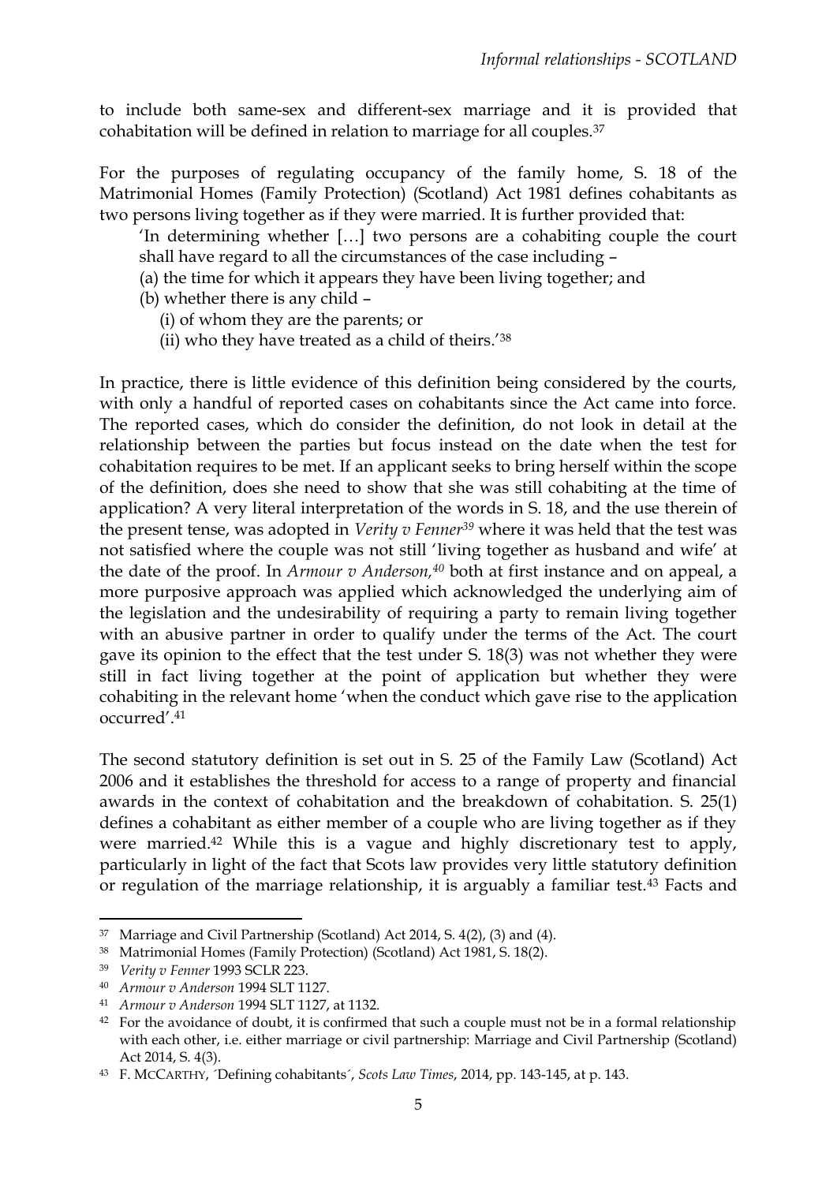to include both same-sex and different-sex marriage and it is provided that cohabitation will be defined in relation to marriage for all couples.[37]

For the purposes of regulating occupancy of the family home, S. 18 of the Matrimonial Homes (Family Protection) (Scotland) Act 1981 defines cohabitants as two persons living together as if they were married. It is further provided that:

> 'In determining whether […] two persons are a cohabiting couple the court shall have regard to all the circumstances of the case including –
> (a) the time for which it appears they have been living together; and
> (b) whether there is any child –
> (i) of whom they are the parents; or
> (ii) who they have treated as a child of theirs.'[38]

In practice, there is little evidence of this definition being considered by the courts, with only a handful of reported cases on cohabitants since the Act came into force. The reported cases, which do consider the definition, do not look in detail at the relationship between the parties but focus instead on the date when the test for cohabitation requires to be met. If an applicant seeks to bring herself within the scope of the definition, does she need to show that she was still cohabiting at the time of application? A very literal interpretation of the words in S. 18, and the use therein of the present tense, was adopted in *Verity v Fenner*[39] where it was held that the test was not satisfied where the couple was not still 'living together as husband and wife' at the date of the proof. In *Armour v Anderson,*[40] both at first instance and on appeal, a more purposive approach was applied which acknowledged the underlying aim of the legislation and the undesirability of requiring a party to remain living together with an abusive partner in order to qualify under the terms of the Act. The court gave its opinion to the effect that the test under S. 18(3) was not whether they were still in fact living together at the point of application but whether they were cohabiting in the relevant home 'when the conduct which gave rise to the application occurred'.[41]

The second statutory definition is set out in S. 25 of the Family Law (Scotland) Act 2006 and it establishes the threshold for access to a range of property and financial awards in the context of cohabitation and the breakdown of cohabitation. S. 25(1) defines a cohabitant as either member of a couple who are living together as if they were married.[42] While this is a vague and highly discretionary test to apply, particularly in light of the fact that Scots law provides very little statutory definition or regulation of the marriage relationship, it is arguably a familiar test.[43] Facts and

---

[37] Marriage and Civil Partnership (Scotland) Act 2014, S. 4(2), (3) and (4).

[38] Matrimonial Homes (Family Protection) (Scotland) Act 1981, S. 18(2).

[39] *Verity v Fenner* 1993 SCLR 223.

[40] *Armour v Anderson* 1994 SLT 1127.

[41] *Armour v Anderson* 1994 SLT 1127, at 1132.

[42] For the avoidance of doubt, it is confirmed that such a couple must not be in a formal relationship with each other, i.e. either marriage or civil partnership: Marriage and Civil Partnership (Scotland) Act 2014, S. 4(3).

[43] F. MCCARTHY, ´Defining cohabitants´, *Scots Law Times*, 2014, pp. 143-145, at p. 143.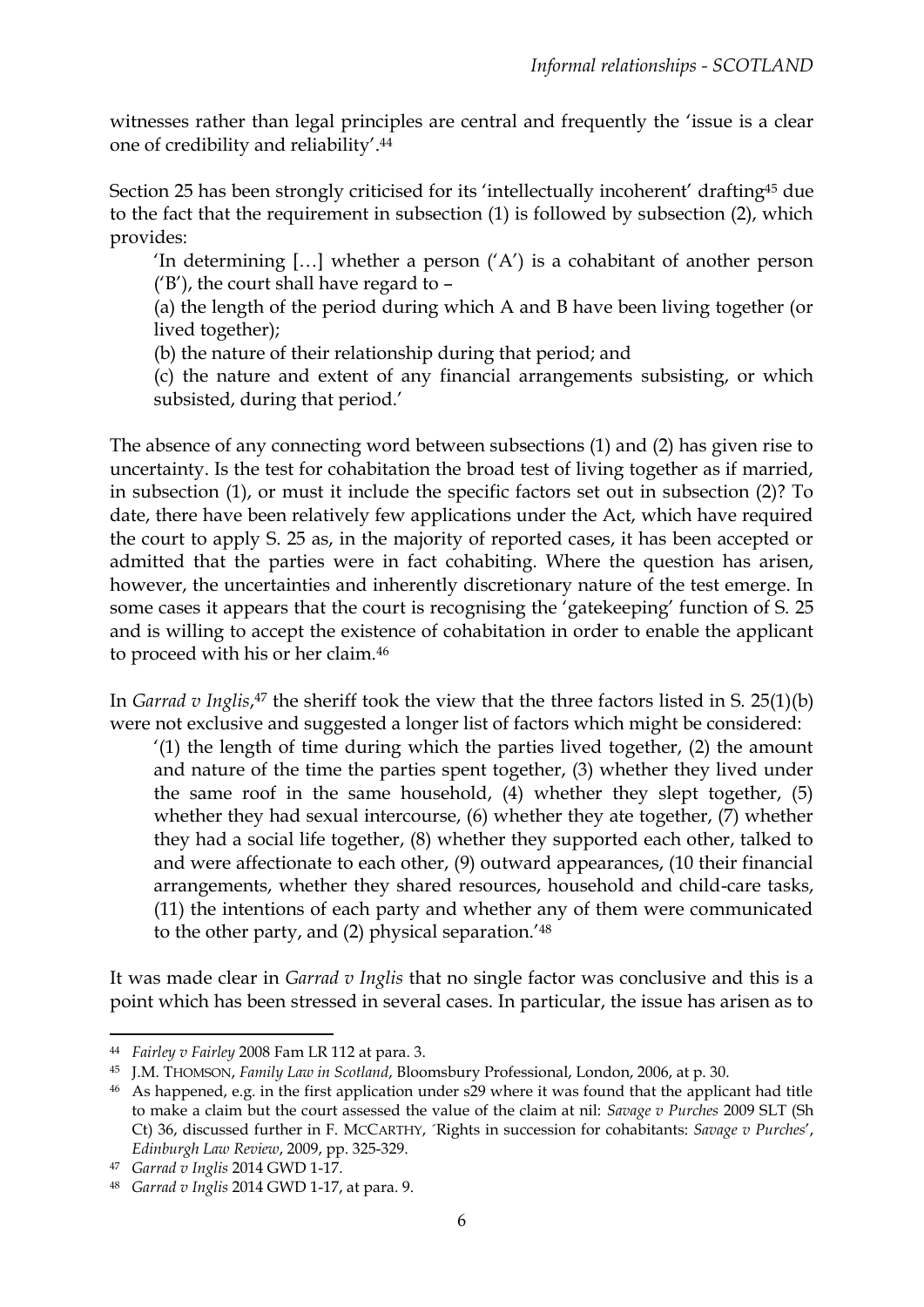witnesses rather than legal principles are central and frequently the 'issue is a clear one of credibility and reliability'.[44]

Section 25 has been strongly criticised for its 'intellectually incoherent' drafting[45] due to the fact that the requirement in subsection (1) is followed by subsection (2), which provides:

> 'In determining […] whether a person ('A') is a cohabitant of another person ('B'), the court shall have regard to –
>
> (a) the length of the period during which A and B have been living together (or lived together);
>
> (b) the nature of their relationship during that period; and
>
> (c) the nature and extent of any financial arrangements subsisting, or which subsisted, during that period.'

The absence of any connecting word between subsections (1) and (2) has given rise to uncertainty. Is the test for cohabitation the broad test of living together as if married, in subsection (1), or must it include the specific factors set out in subsection (2)? To date, there have been relatively few applications under the Act, which have required the court to apply S. 25 as, in the majority of reported cases, it has been accepted or admitted that the parties were in fact cohabiting. Where the question has arisen, however, the uncertainties and inherently discretionary nature of the test emerge. In some cases it appears that the court is recognising the 'gatekeeping' function of S. 25 and is willing to accept the existence of cohabitation in order to enable the applicant to proceed with his or her claim.[46]

In *Garrad v Inglis*,[47] the sheriff took the view that the three factors listed in S. 25(1)(b) were not exclusive and suggested a longer list of factors which might be considered:

> '(1) the length of time during which the parties lived together, (2) the amount and nature of the time the parties spent together, (3) whether they lived under the same roof in the same household, (4) whether they slept together, (5) whether they had sexual intercourse, (6) whether they ate together, (7) whether they had a social life together, (8) whether they supported each other, talked to and were affectionate to each other, (9) outward appearances, (10 their financial arrangements, whether they shared resources, household and child-care tasks, (11) the intentions of each party and whether any of them were communicated to the other party, and (2) physical separation.'[48]

It was made clear in *Garrad v Inglis* that no single factor was conclusive and this is a point which has been stressed in several cases. In particular, the issue has arisen as to

---

[44] *Fairley v Fairley* 2008 Fam LR 112 at para. 3.

[45] J.M. THOMSON, *Family Law in Scotland*, Bloomsbury Professional, London, 2006, at p. 30.

[46] As happened, e.g. in the first application under s29 where it was found that the applicant had title to make a claim but the court assessed the value of the claim at nil: *Savage v Purches* 2009 SLT (Sh Ct) 36, discussed further in F. MCCARTHY, ´Rights in succession for cohabitants: *Savage v Purches*', *Edinburgh Law Review*, 2009, pp. 325-329.

[47] *Garrad v Inglis* 2014 GWD 1-17.

[48] *Garrad v Inglis* 2014 GWD 1-17, at para. 9.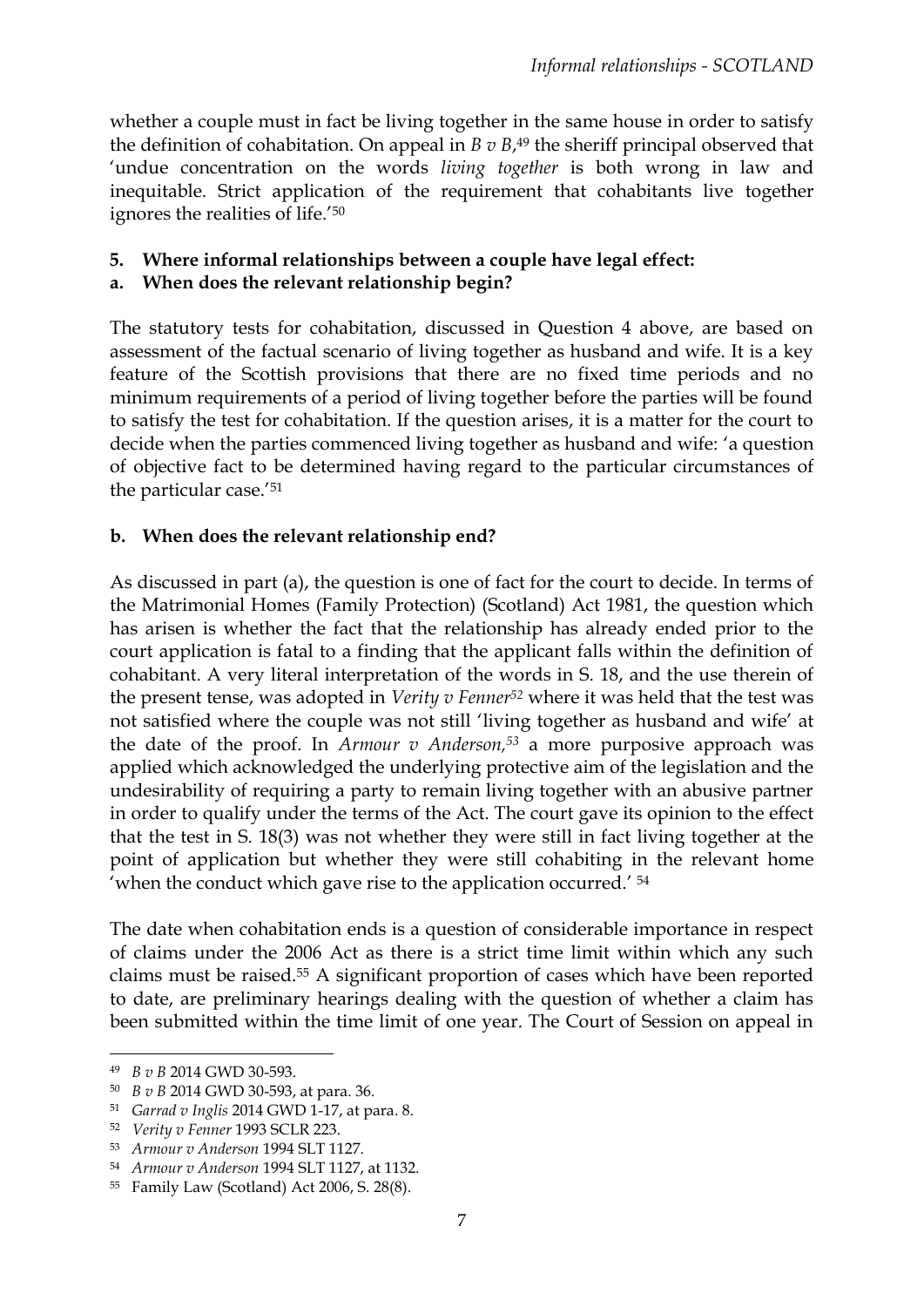whether a couple must in fact be living together in the same house in order to satisfy the definition of cohabitation. On appeal in *B v B*,[49] the sheriff principal observed that 'undue concentration on the words *living together* is both wrong in law and inequitable. Strict application of the requirement that cohabitants live together ignores the realities of life.'[50]

**5. Where informal relationships between a couple have legal effect:**

**a. When does the relevant relationship begin?**

The statutory tests for cohabitation, discussed in Question 4 above, are based on assessment of the factual scenario of living together as husband and wife. It is a key feature of the Scottish provisions that there are no fixed time periods and no minimum requirements of a period of living together before the parties will be found to satisfy the test for cohabitation. If the question arises, it is a matter for the court to decide when the parties commenced living together as husband and wife: 'a question of objective fact to be determined having regard to the particular circumstances of the particular case.'[51]

**b. When does the relevant relationship end?**

As discussed in part (a), the question is one of fact for the court to decide. In terms of the Matrimonial Homes (Family Protection) (Scotland) Act 1981, the question which has arisen is whether the fact that the relationship has already ended prior to the court application is fatal to a finding that the applicant falls within the definition of cohabitant. A very literal interpretation of the words in S. 18, and the use therein of the present tense, was adopted in *Verity v Fenner*[52] where it was held that the test was not satisfied where the couple was not still 'living together as husband and wife' at the date of the proof. In *Armour v Anderson*,[53] a more purposive approach was applied which acknowledged the underlying protective aim of the legislation and the undesirability of requiring a party to remain living together with an abusive partner in order to qualify under the terms of the Act. The court gave its opinion to the effect that the test in S. 18(3) was not whether they were still in fact living together at the point of application but whether they were still cohabiting in the relevant home 'when the conduct which gave rise to the application occurred.' [54]

The date when cohabitation ends is a question of considerable importance in respect of claims under the 2006 Act as there is a strict time limit within which any such claims must be raised.[55] A significant proportion of cases which have been reported to date, are preliminary hearings dealing with the question of whether a claim has been submitted within the time limit of one year. The Court of Session on appeal in

---

[49] *B v B* 2014 GWD 30-593.

[50] *B v B* 2014 GWD 30-593, at para. 36.

[51] *Garrad v Inglis* 2014 GWD 1-17, at para. 8.

[52] *Verity v Fenner* 1993 SCLR 223.

[53] *Armour v Anderson* 1994 SLT 1127.

[54] *Armour v Anderson* 1994 SLT 1127, at 1132.

[55] Family Law (Scotland) Act 2006, S. 28(8).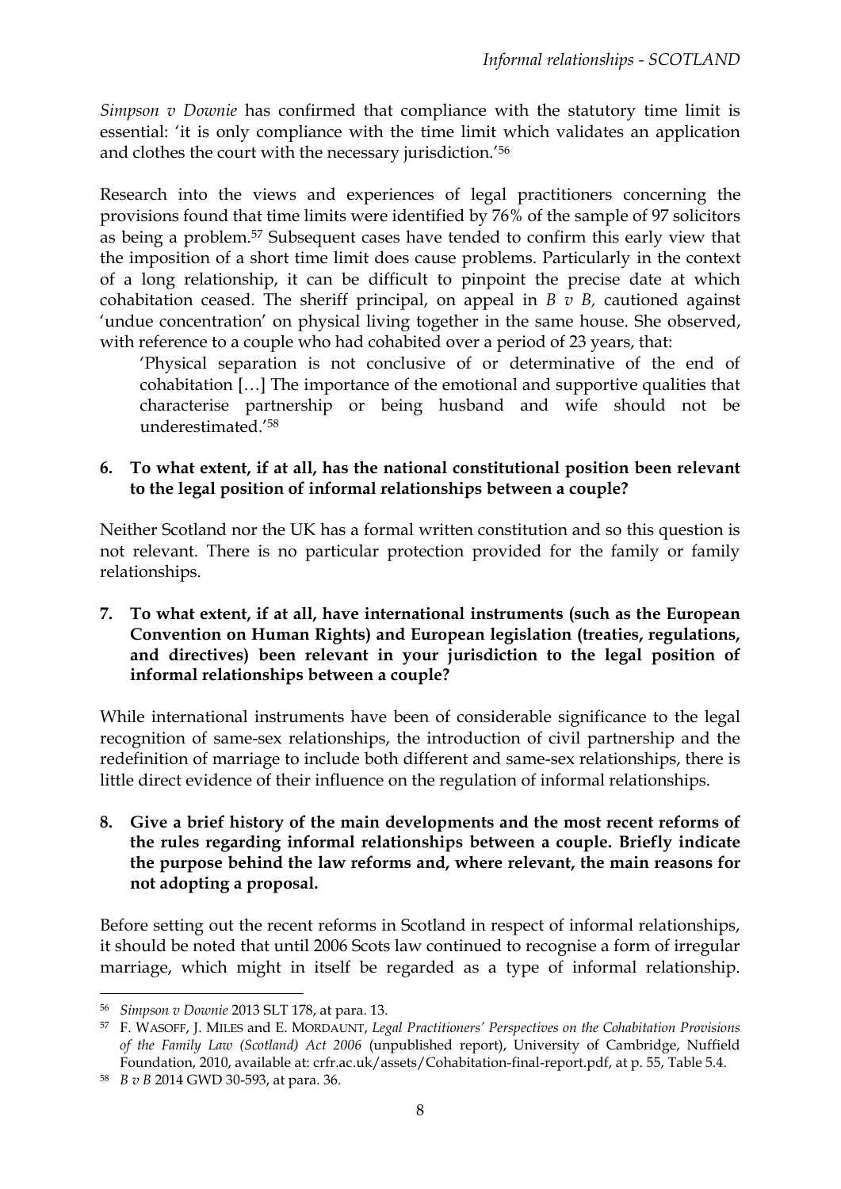*Simpson v Downie* has confirmed that compliance with the statutory time limit is essential: 'it is only compliance with the time limit which validates an application and clothes the court with the necessary jurisdiction.'[56]

Research into the views and experiences of legal practitioners concerning the provisions found that time limits were identified by 76% of the sample of 97 solicitors as being a problem.[57] Subsequent cases have tended to confirm this early view that the imposition of a short time limit does cause problems. Particularly in the context of a long relationship, it can be difficult to pinpoint the precise date at which cohabitation ceased. The sheriff principal, on appeal in *B v B,* cautioned against 'undue concentration' on physical living together in the same house. She observed, with reference to a couple who had cohabited over a period of 23 years, that:

> 'Physical separation is not conclusive of or determinative of the end of cohabitation […] The importance of the emotional and supportive qualities that characterise partnership or being husband and wife should not be underestimated.'[58]

**6. To what extent, if at all, has the national constitutional position been relevant to the legal position of informal relationships between a couple?**

Neither Scotland nor the UK has a formal written constitution and so this question is not relevant. There is no particular protection provided for the family or family relationships.

**7. To what extent, if at all, have international instruments (such as the European Convention on Human Rights) and European legislation (treaties, regulations, and directives) been relevant in your jurisdiction to the legal position of informal relationships between a couple?**

While international instruments have been of considerable significance to the legal recognition of same-sex relationships, the introduction of civil partnership and the redefinition of marriage to include both different and same-sex relationships, there is little direct evidence of their influence on the regulation of informal relationships.

**8. Give a brief history of the main developments and the most recent reforms of the rules regarding informal relationships between a couple. Briefly indicate the purpose behind the law reforms and, where relevant, the main reasons for not adopting a proposal.**

Before setting out the recent reforms in Scotland in respect of informal relationships, it should be noted that until 2006 Scots law continued to recognise a form of irregular marriage, which might in itself be regarded as a type of informal relationship.

---

[56] *Simpson v Downie* 2013 SLT 178, at para. 13.

[57] F. WASOFF, J. MILES and E. MORDAUNT, *Legal Practitioners' Perspectives on the Cohabitation Provisions of the Family Law (Scotland) Act 2006* (unpublished report), University of Cambridge, Nuffield Foundation, 2010, available at: crfr.ac.uk/assets/Cohabitation-final-report.pdf, at p. 55, Table 5.4.

[58] *B v B* 2014 GWD 30-593, at para. 36.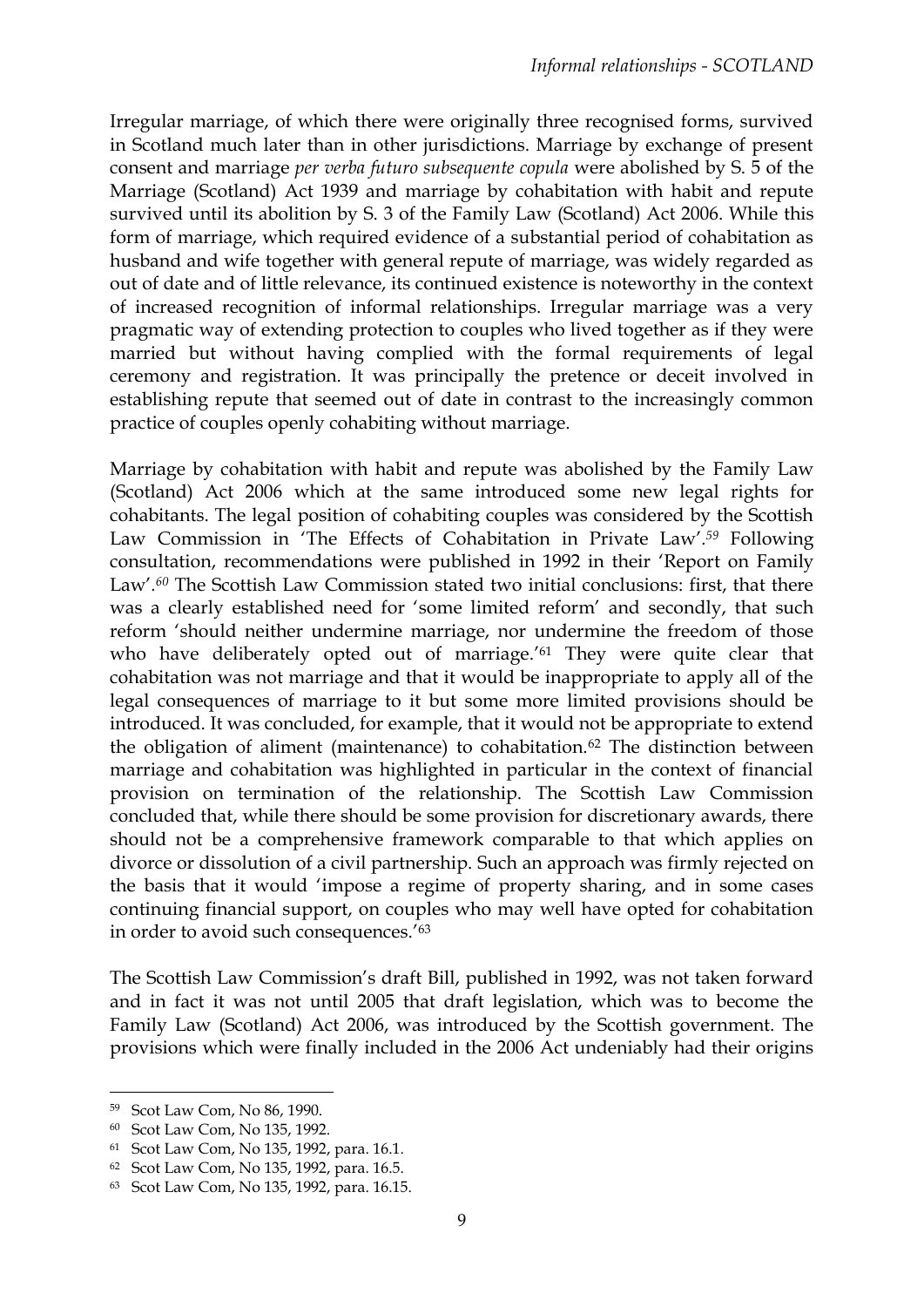Irregular marriage, of which there were originally three recognised forms, survived in Scotland much later than in other jurisdictions. Marriage by exchange of present consent and marriage *per verba futuro subsequente copula* were abolished by S. 5 of the Marriage (Scotland) Act 1939 and marriage by cohabitation with habit and repute survived until its abolition by S. 3 of the Family Law (Scotland) Act 2006. While this form of marriage, which required evidence of a substantial period of cohabitation as husband and wife together with general repute of marriage, was widely regarded as out of date and of little relevance, its continued existence is noteworthy in the context of increased recognition of informal relationships. Irregular marriage was a very pragmatic way of extending protection to couples who lived together as if they were married but without having complied with the formal requirements of legal ceremony and registration. It was principally the pretence or deceit involved in establishing repute that seemed out of date in contrast to the increasingly common practice of couples openly cohabiting without marriage.

Marriage by cohabitation with habit and repute was abolished by the Family Law (Scotland) Act 2006 which at the same introduced some new legal rights for cohabitants. The legal position of cohabiting couples was considered by the Scottish Law Commission in 'The Effects of Cohabitation in Private Law'.[59] Following consultation, recommendations were published in 1992 in their 'Report on Family Law'.[60] The Scottish Law Commission stated two initial conclusions: first, that there was a clearly established need for 'some limited reform' and secondly, that such reform 'should neither undermine marriage, nor undermine the freedom of those who have deliberately opted out of marriage.'[61] They were quite clear that cohabitation was not marriage and that it would be inappropriate to apply all of the legal consequences of marriage to it but some more limited provisions should be introduced. It was concluded, for example, that it would not be appropriate to extend the obligation of aliment (maintenance) to cohabitation.[62] The distinction between marriage and cohabitation was highlighted in particular in the context of financial provision on termination of the relationship. The Scottish Law Commission concluded that, while there should be some provision for discretionary awards, there should not be a comprehensive framework comparable to that which applies on divorce or dissolution of a civil partnership. Such an approach was firmly rejected on the basis that it would 'impose a regime of property sharing, and in some cases continuing financial support, on couples who may well have opted for cohabitation in order to avoid such consequences.'[63]

The Scottish Law Commission's draft Bill, published in 1992, was not taken forward and in fact it was not until 2005 that draft legislation, which was to become the Family Law (Scotland) Act 2006, was introduced by the Scottish government. The provisions which were finally included in the 2006 Act undeniably had their origins

---

[59] Scot Law Com, No 86, 1990.

[60] Scot Law Com, No 135, 1992.

[61] Scot Law Com, No 135, 1992, para. 16.1.

[62] Scot Law Com, No 135, 1992, para. 16.5.

[63] Scot Law Com, No 135, 1992, para. 16.15.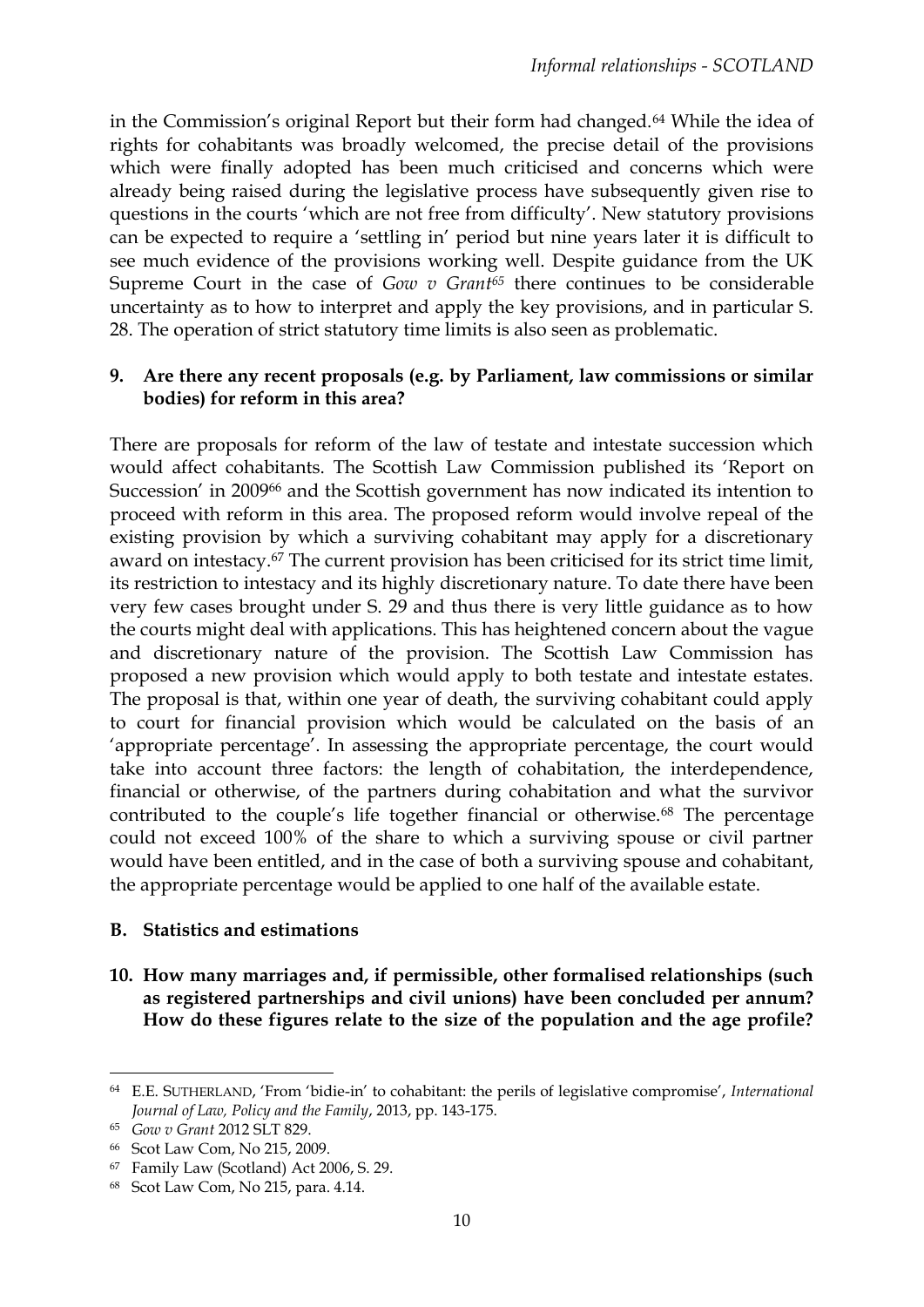in the Commission's original Report but their form had changed.[64] While the idea of rights for cohabitants was broadly welcomed, the precise detail of the provisions which were finally adopted has been much criticised and concerns which were already being raised during the legislative process have subsequently given rise to questions in the courts 'which are not free from difficulty'. New statutory provisions can be expected to require a 'settling in' period but nine years later it is difficult to see much evidence of the provisions working well. Despite guidance from the UK Supreme Court in the case of *Gow v Grant*[65] there continues to be considerable uncertainty as to how to interpret and apply the key provisions, and in particular S. 28. The operation of strict statutory time limits is also seen as problematic.

**9. Are there any recent proposals (e.g. by Parliament, law commissions or similar bodies) for reform in this area?**

There are proposals for reform of the law of testate and intestate succession which would affect cohabitants. The Scottish Law Commission published its 'Report on Succession' in 2009[66] and the Scottish government has now indicated its intention to proceed with reform in this area. The proposed reform would involve repeal of the existing provision by which a surviving cohabitant may apply for a discretionary award on intestacy.[67] The current provision has been criticised for its strict time limit, its restriction to intestacy and its highly discretionary nature. To date there have been very few cases brought under S. 29 and thus there is very little guidance as to how the courts might deal with applications. This has heightened concern about the vague and discretionary nature of the provision. The Scottish Law Commission has proposed a new provision which would apply to both testate and intestate estates. The proposal is that, within one year of death, the surviving cohabitant could apply to court for financial provision which would be calculated on the basis of an 'appropriate percentage'. In assessing the appropriate percentage, the court would take into account three factors: the length of cohabitation, the interdependence, financial or otherwise, of the partners during cohabitation and what the survivor contributed to the couple's life together financial or otherwise.[68] The percentage could not exceed 100% of the share to which a surviving spouse or civil partner would have been entitled, and in the case of both a surviving spouse and cohabitant, the appropriate percentage would be applied to one half of the available estate.

## B. Statistics and estimations

**10. How many marriages and, if permissible, other formalised relationships (such as registered partnerships and civil unions) have been concluded per annum? How do these figures relate to the size of the population and the age profile?**

---

[64] E.E. SUTHERLAND, 'From 'bidie-in' to cohabitant: the perils of legislative compromise', *International Journal of Law, Policy and the Family*, 2013, pp. 143-175.

[65] *Gow v Grant* 2012 SLT 829.

[66] Scot Law Com, No 215, 2009.

[67] Family Law (Scotland) Act 2006, S. 29.

[68] Scot Law Com, No 215, para. 4.14.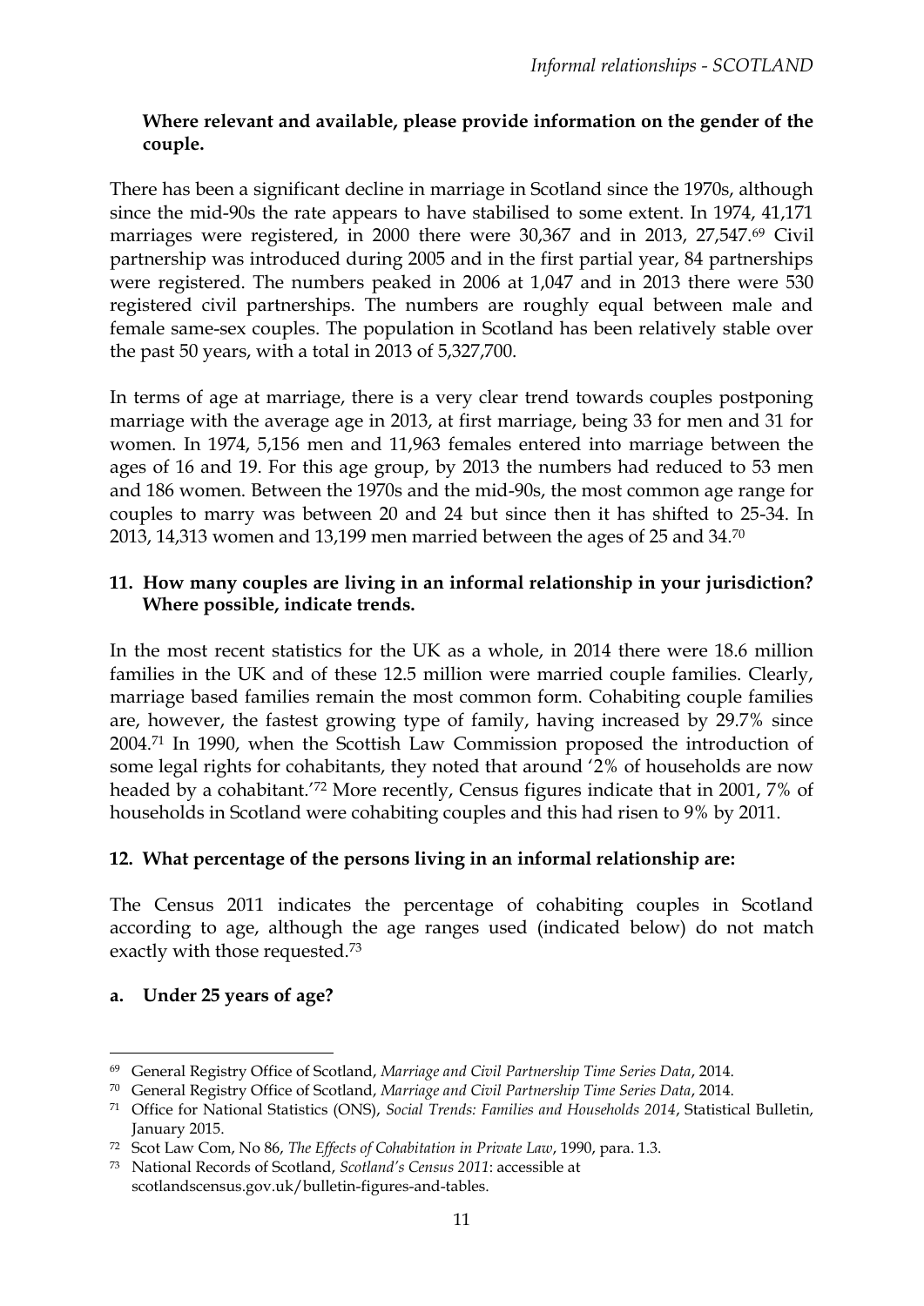**Where relevant and available, please provide information on the gender of the couple.**

There has been a significant decline in marriage in Scotland since the 1970s, although since the mid-90s the rate appears to have stabilised to some extent. In 1974, 41,171 marriages were registered, in 2000 there were 30,367 and in 2013, 27,547.[69] Civil partnership was introduced during 2005 and in the first partial year, 84 partnerships were registered. The numbers peaked in 2006 at 1,047 and in 2013 there were 530 registered civil partnerships. The numbers are roughly equal between male and female same-sex couples. The population in Scotland has been relatively stable over the past 50 years, with a total in 2013 of 5,327,700.

In terms of age at marriage, there is a very clear trend towards couples postponing marriage with the average age in 2013, at first marriage, being 33 for men and 31 for women. In 1974, 5,156 men and 11,963 females entered into marriage between the ages of 16 and 19. For this age group, by 2013 the numbers had reduced to 53 men and 186 women. Between the 1970s and the mid-90s, the most common age range for couples to marry was between 20 and 24 but since then it has shifted to 25-34. In 2013, 14,313 women and 13,199 men married between the ages of 25 and 34.[70]

**11. How many couples are living in an informal relationship in your jurisdiction? Where possible, indicate trends.**

In the most recent statistics for the UK as a whole, in 2014 there were 18.6 million families in the UK and of these 12.5 million were married couple families. Clearly, marriage based families remain the most common form. Cohabiting couple families are, however, the fastest growing type of family, having increased by 29.7% since 2004.[71] In 1990, when the Scottish Law Commission proposed the introduction of some legal rights for cohabitants, they noted that around '2% of households are now headed by a cohabitant.'[72] More recently, Census figures indicate that in 2001, 7% of households in Scotland were cohabiting couples and this had risen to 9% by 2011.

**12. What percentage of the persons living in an informal relationship are:**

The Census 2011 indicates the percentage of cohabiting couples in Scotland according to age, although the age ranges used (indicated below) do not match exactly with those requested.[73]

**a. Under 25 years of age?**

---

[69] General Registry Office of Scotland, *Marriage and Civil Partnership Time Series Data*, 2014.

[70] General Registry Office of Scotland, *Marriage and Civil Partnership Time Series Data*, 2014.

[71] Office for National Statistics (ONS), *Social Trends: Families and Households 2014*, Statistical Bulletin, January 2015.

[72] Scot Law Com, No 86, *The Effects of Cohabitation in Private Law*, 1990, para. 1.3.

[73] National Records of Scotland, *Scotland's Census 2011*: accessible at scotlandscensus.gov.uk/bulletin-figures-and-tables.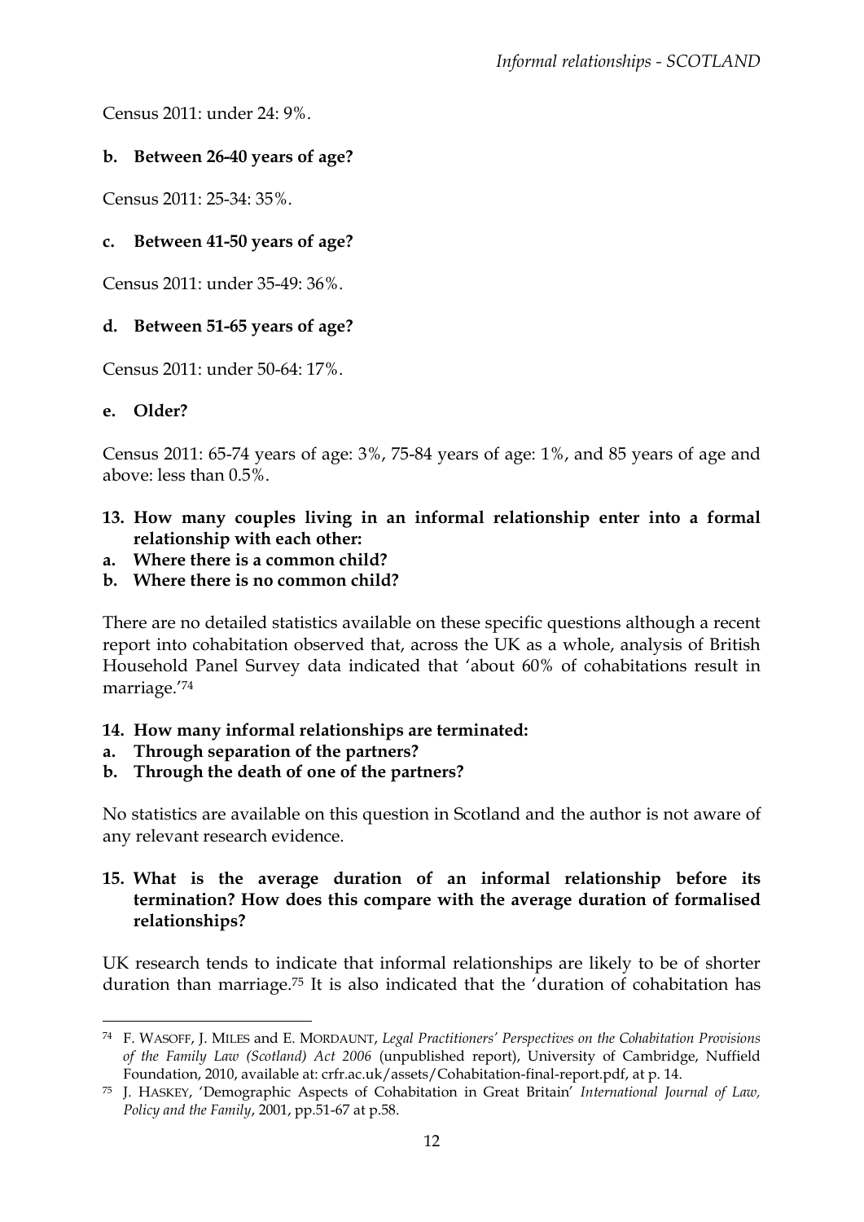Census 2011: under 24: 9%.

**b. Between 26-40 years of age?**

Census 2011: 25-34: 35%.

**c. Between 41-50 years of age?**

Census 2011: under 35-49: 36%.

**d. Between 51-65 years of age?**

Census 2011: under 50-64: 17%.

**e. Older?**

Census 2011: 65-74 years of age: 3%, 75-84 years of age: 1%, and 85 years of age and above: less than 0.5%.

**13. How many couples living in an informal relationship enter into a formal relationship with each other:**

**a. Where there is a common child?**

**b. Where there is no common child?**

There are no detailed statistics available on these specific questions although a recent report into cohabitation observed that, across the UK as a whole, analysis of British Household Panel Survey data indicated that 'about 60% of cohabitations result in marriage.'[74]

**14. How many informal relationships are terminated:**

**a. Through separation of the partners?**

**b. Through the death of one of the partners?**

No statistics are available on this question in Scotland and the author is not aware of any relevant research evidence.

**15. What is the average duration of an informal relationship before its termination? How does this compare with the average duration of formalised relationships?**

UK research tends to indicate that informal relationships are likely to be of shorter duration than marriage.[75] It is also indicated that the 'duration of cohabitation has

---

[74] F. WASOFF, J. MILES and E. MORDAUNT, *Legal Practitioners' Perspectives on the Cohabitation Provisions of the Family Law (Scotland) Act 2006* (unpublished report), University of Cambridge, Nuffield Foundation, 2010, available at: crfr.ac.uk/assets/Cohabitation-final-report.pdf, at p. 14.

[75] J. HASKEY, 'Demographic Aspects of Cohabitation in Great Britain' *International Journal of Law, Policy and the Family*, 2001, pp.51-67 at p.58.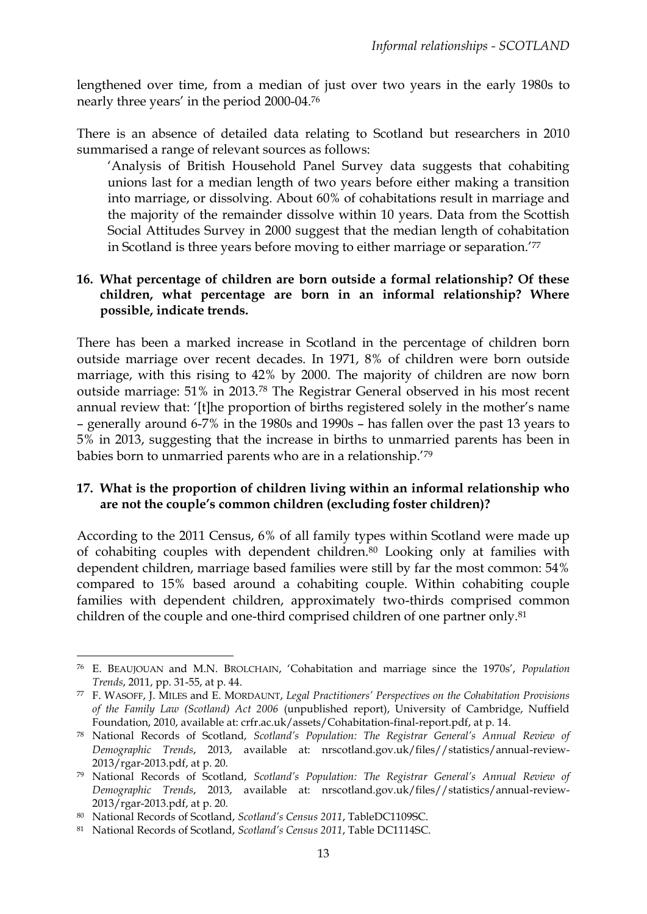lengthened over time, from a median of just over two years in the early 1980s to nearly three years' in the period 2000-04.[76]

There is an absence of detailed data relating to Scotland but researchers in 2010 summarised a range of relevant sources as follows:

> 'Analysis of British Household Panel Survey data suggests that cohabiting unions last for a median length of two years before either making a transition into marriage, or dissolving. About 60% of cohabitations result in marriage and the majority of the remainder dissolve within 10 years. Data from the Scottish Social Attitudes Survey in 2000 suggest that the median length of cohabitation in Scotland is three years before moving to either marriage or separation.'[77]

**16. What percentage of children are born outside a formal relationship? Of these children, what percentage are born in an informal relationship? Where possible, indicate trends.**

There has been a marked increase in Scotland in the percentage of children born outside marriage over recent decades. In 1971, 8% of children were born outside marriage, with this rising to 42% by 2000. The majority of children are now born outside marriage: 51% in 2013.[78] The Registrar General observed in his most recent annual review that: '[t]he proportion of births registered solely in the mother's name – generally around 6-7% in the 1980s and 1990s – has fallen over the past 13 years to 5% in 2013, suggesting that the increase in births to unmarried parents has been in babies born to unmarried parents who are in a relationship.'[79]

**17. What is the proportion of children living within an informal relationship who are not the couple's common children (excluding foster children)?**

According to the 2011 Census, 6% of all family types within Scotland were made up of cohabiting couples with dependent children.[80] Looking only at families with dependent children, marriage based families were still by far the most common: 54% compared to 15% based around a cohabiting couple. Within cohabiting couple families with dependent children, approximately two-thirds comprised common children of the couple and one-third comprised children of one partner only.[81]

---

[76] E. BEAUJOUAN and M.N. BROLCHAIN, 'Cohabitation and marriage since the 1970s', *Population Trends*, 2011, pp. 31-55, at p. 44.

[77] F. WASOFF, J. MILES and E. MORDAUNT, *Legal Practitioners' Perspectives on the Cohabitation Provisions of the Family Law (Scotland) Act 2006* (unpublished report), University of Cambridge, Nuffield Foundation, 2010, available at: crfr.ac.uk/assets/Cohabitation-final-report.pdf, at p. 14.

[78] National Records of Scotland, *Scotland's Population: The Registrar General's Annual Review of Demographic Trends*, 2013, available at: nrscotland.gov.uk/files//statistics/annual-review-2013/rgar-2013.pdf, at p. 20.

[79] National Records of Scotland, *Scotland's Population: The Registrar General's Annual Review of Demographic Trends*, 2013, available at: nrscotland.gov.uk/files//statistics/annual-review-2013/rgar-2013.pdf, at p. 20.

[80] National Records of Scotland, *Scotland's Census 2011*, TableDC1109SC.

[81] National Records of Scotland, *Scotland's Census 2011*, Table DC1114SC.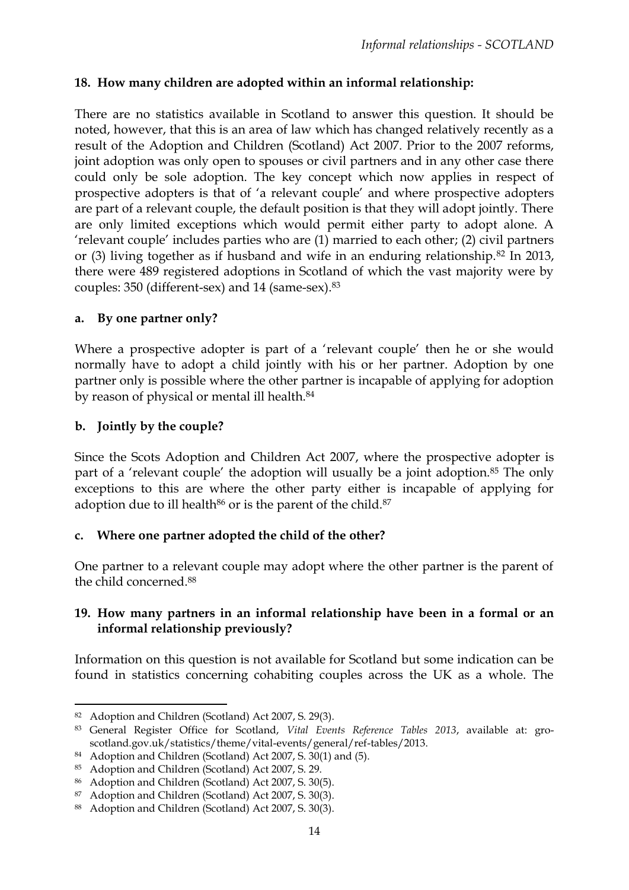**18. How many children are adopted within an informal relationship:**

There are no statistics available in Scotland to answer this question. It should be noted, however, that this is an area of law which has changed relatively recently as a result of the Adoption and Children (Scotland) Act 2007. Prior to the 2007 reforms, joint adoption was only open to spouses or civil partners and in any other case there could only be sole adoption. The key concept which now applies in respect of prospective adopters is that of 'a relevant couple' and where prospective adopters are part of a relevant couple, the default position is that they will adopt jointly. There are only limited exceptions which would permit either party to adopt alone. A 'relevant couple' includes parties who are (1) married to each other; (2) civil partners or (3) living together as if husband and wife in an enduring relationship.[82] In 2013, there were 489 registered adoptions in Scotland of which the vast majority were by couples: 350 (different-sex) and 14 (same-sex).[83]

**a. By one partner only?**

Where a prospective adopter is part of a 'relevant couple' then he or she would normally have to adopt a child jointly with his or her partner. Adoption by one partner only is possible where the other partner is incapable of applying for adoption by reason of physical or mental ill health.[84]

**b. Jointly by the couple?**

Since the Scots Adoption and Children Act 2007, where the prospective adopter is part of a 'relevant couple' the adoption will usually be a joint adoption.[85] The only exceptions to this are where the other party either is incapable of applying for adoption due to ill health[86] or is the parent of the child.[87]

**c. Where one partner adopted the child of the other?**

One partner to a relevant couple may adopt where the other partner is the parent of the child concerned.[88]

**19. How many partners in an informal relationship have been in a formal or an informal relationship previously?**

Information on this question is not available for Scotland but some indication can be found in statistics concerning cohabiting couples across the UK as a whole. The

---

[82] Adoption and Children (Scotland) Act 2007, S. 29(3).

[83] General Register Office for Scotland, *Vital Events Reference Tables 2013*, available at: gro-scotland.gov.uk/statistics/theme/vital-events/general/ref-tables/2013.

[84] Adoption and Children (Scotland) Act 2007, S. 30(1) and (5).

[85] Adoption and Children (Scotland) Act 2007, S. 29.

[86] Adoption and Children (Scotland) Act 2007, S. 30(5).

[87] Adoption and Children (Scotland) Act 2007, S. 30(3).

[88] Adoption and Children (Scotland) Act 2007, S. 30(3).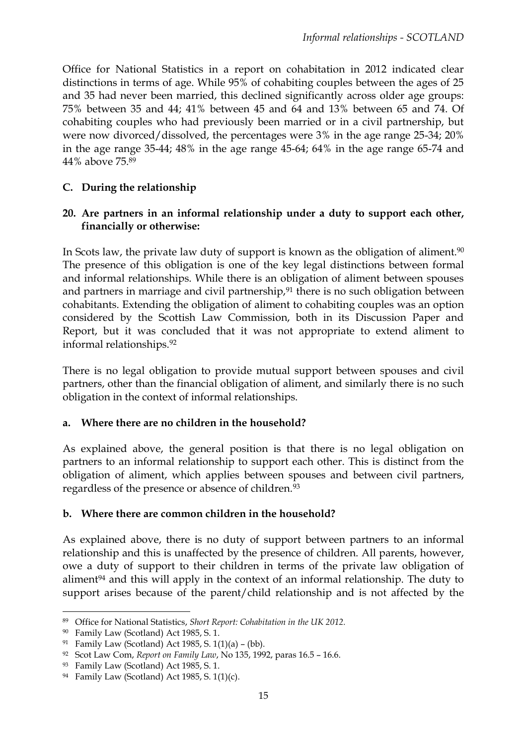Office for National Statistics in a report on cohabitation in 2012 indicated clear distinctions in terms of age. While 95% of cohabiting couples between the ages of 25 and 35 had never been married, this declined significantly across older age groups: 75% between 35 and 44; 41% between 45 and 64 and 13% between 65 and 74. Of cohabiting couples who had previously been married or in a civil partnership, but were now divorced/dissolved, the percentages were 3% in the age range 25-34; 20% in the age range 35-44; 48% in the age range 45-64; 64% in the age range 65-74 and 44% above 75.[89]

## C. During the relationship

### 20. Are partners in an informal relationship under a duty to support each other, financially or otherwise:

In Scots law, the private law duty of support is known as the obligation of aliment.[90] The presence of this obligation is one of the key legal distinctions between formal and informal relationships. While there is an obligation of aliment between spouses and partners in marriage and civil partnership,[91] there is no such obligation between cohabitants. Extending the obligation of aliment to cohabiting couples was an option considered by the Scottish Law Commission, both in its Discussion Paper and Report, but it was concluded that it was not appropriate to extend aliment to informal relationships.[92]

There is no legal obligation to provide mutual support between spouses and civil partners, other than the financial obligation of aliment, and similarly there is no such obligation in the context of informal relationships.

#### a. Where there are no children in the household?

As explained above, the general position is that there is no legal obligation on partners to an informal relationship to support each other. This is distinct from the obligation of aliment, which applies between spouses and between civil partners, regardless of the presence or absence of children.[93]

#### b. Where there are common children in the household?

As explained above, there is no duty of support between partners to an informal relationship and this is unaffected by the presence of children. All parents, however, owe a duty of support to their children in terms of the private law obligation of aliment[94] and this will apply in the context of an informal relationship. The duty to support arises because of the parent/child relationship and is not affected by the

---

[89] Office for National Statistics, *Short Report: Cohabitation in the UK 2012.*

[90] Family Law (Scotland) Act 1985, S. 1.

[91] Family Law (Scotland) Act 1985, S. 1(1)(a) – (bb).

[92] Scot Law Com, *Report on Family Law*, No 135, 1992, paras 16.5 – 16.6.

[93] Family Law (Scotland) Act 1985, S. 1.

[94] Family Law (Scotland) Act 1985, S. 1(1)(c).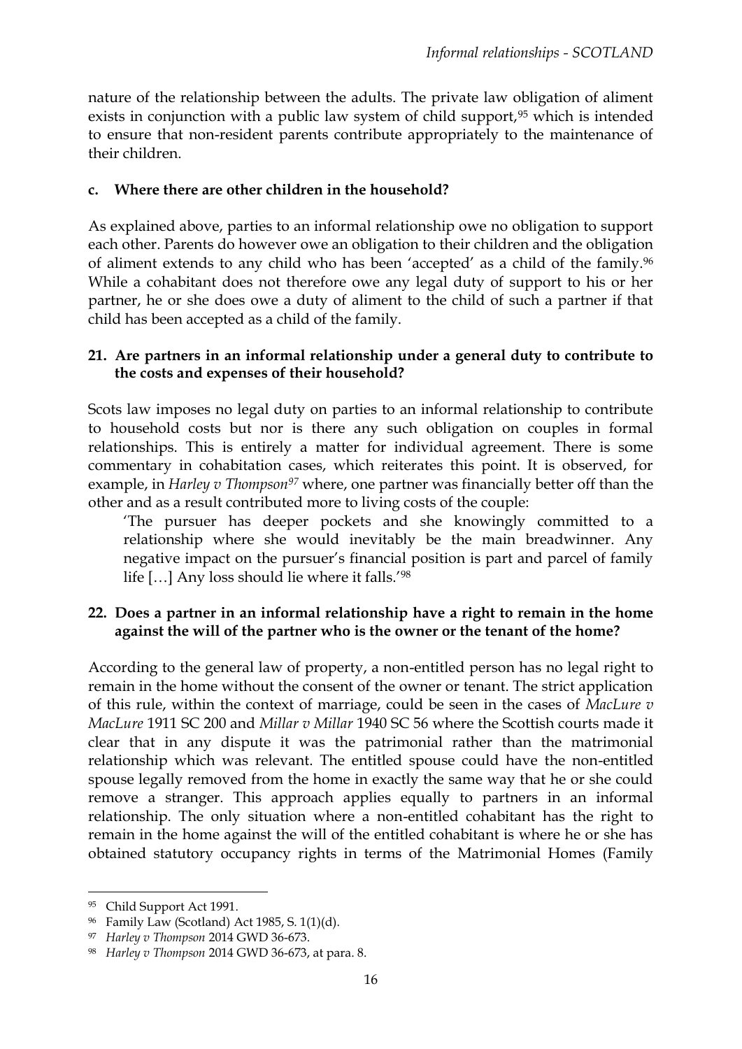nature of the relationship between the adults. The private law obligation of aliment exists in conjunction with a public law system of child support,[95] which is intended to ensure that non-resident parents contribute appropriately to the maintenance of their children.

### c. Where there are other children in the household?

As explained above, parties to an informal relationship owe no obligation to support each other. Parents do however owe an obligation to their children and the obligation of aliment extends to any child who has been 'accepted' as a child of the family.[96] While a cohabitant does not therefore owe any legal duty of support to his or her partner, he or she does owe a duty of aliment to the child of such a partner if that child has been accepted as a child of the family.

### 21. Are partners in an informal relationship under a general duty to contribute to the costs and expenses of their household?

Scots law imposes no legal duty on parties to an informal relationship to contribute to household costs but nor is there any such obligation on couples in formal relationships. This is entirely a matter for individual agreement. There is some commentary in cohabitation cases, which reiterates this point. It is observed, for example, in *Harley v Thompson*[97] where, one partner was financially better off than the other and as a result contributed more to living costs of the couple:

> 'The pursuer has deeper pockets and she knowingly committed to a relationship where she would inevitably be the main breadwinner. Any negative impact on the pursuer's financial position is part and parcel of family life […] Any loss should lie where it falls.'[98]

### 22. Does a partner in an informal relationship have a right to remain in the home against the will of the partner who is the owner or the tenant of the home?

According to the general law of property, a non-entitled person has no legal right to remain in the home without the consent of the owner or tenant. The strict application of this rule, within the context of marriage, could be seen in the cases of *MacLure v MacLure* 1911 SC 200 and *Millar v Millar* 1940 SC 56 where the Scottish courts made it clear that in any dispute it was the patrimonial rather than the matrimonial relationship which was relevant. The entitled spouse could have the non-entitled spouse legally removed from the home in exactly the same way that he or she could remove a stranger. This approach applies equally to partners in an informal relationship. The only situation where a non-entitled cohabitant has the right to remain in the home against the will of the entitled cohabitant is where he or she has obtained statutory occupancy rights in terms of the Matrimonial Homes (Family

---

[95] Child Support Act 1991.

[96] Family Law (Scotland) Act 1985, S. 1(1)(d).

[97] *Harley v Thompson* 2014 GWD 36-673.

[98] *Harley v Thompson* 2014 GWD 36-673, at para. 8.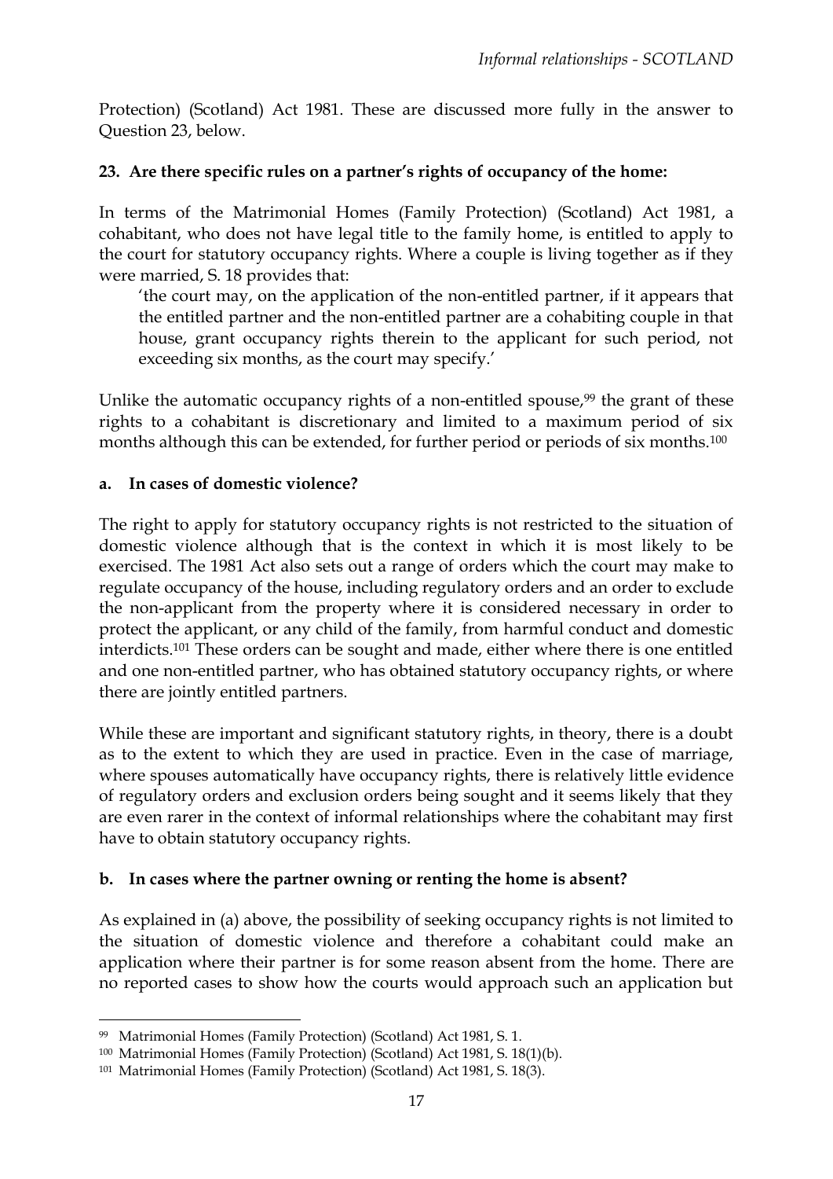Protection) (Scotland) Act 1981. These are discussed more fully in the answer to Question 23, below.

### 23. Are there specific rules on a partner's rights of occupancy of the home:

In terms of the Matrimonial Homes (Family Protection) (Scotland) Act 1981, a cohabitant, who does not have legal title to the family home, is entitled to apply to the court for statutory occupancy rights. Where a couple is living together as if they were married, S. 18 provides that:

> 'the court may, on the application of the non-entitled partner, if it appears that the entitled partner and the non-entitled partner are a cohabiting couple in that house, grant occupancy rights therein to the applicant for such period, not exceeding six months, as the court may specify.'

Unlike the automatic occupancy rights of a non-entitled spouse,[99] the grant of these rights to a cohabitant is discretionary and limited to a maximum period of six months although this can be extended, for further period or periods of six months.[100]

#### a. In cases of domestic violence?

The right to apply for statutory occupancy rights is not restricted to the situation of domestic violence although that is the context in which it is most likely to be exercised. The 1981 Act also sets out a range of orders which the court may make to regulate occupancy of the house, including regulatory orders and an order to exclude the non-applicant from the property where it is considered necessary in order to protect the applicant, or any child of the family, from harmful conduct and domestic interdicts.[101] These orders can be sought and made, either where there is one entitled and one non-entitled partner, who has obtained statutory occupancy rights, or where there are jointly entitled partners.

While these are important and significant statutory rights, in theory, there is a doubt as to the extent to which they are used in practice. Even in the case of marriage, where spouses automatically have occupancy rights, there is relatively little evidence of regulatory orders and exclusion orders being sought and it seems likely that they are even rarer in the context of informal relationships where the cohabitant may first have to obtain statutory occupancy rights.

#### b. In cases where the partner owning or renting the home is absent?

As explained in (a) above, the possibility of seeking occupancy rights is not limited to the situation of domestic violence and therefore a cohabitant could make an application where their partner is for some reason absent from the home. There are no reported cases to show how the courts would approach such an application but

---

[99] Matrimonial Homes (Family Protection) (Scotland) Act 1981, S. 1.

[100] Matrimonial Homes (Family Protection) (Scotland) Act 1981, S. 18(1)(b).

[101] Matrimonial Homes (Family Protection) (Scotland) Act 1981, S. 18(3).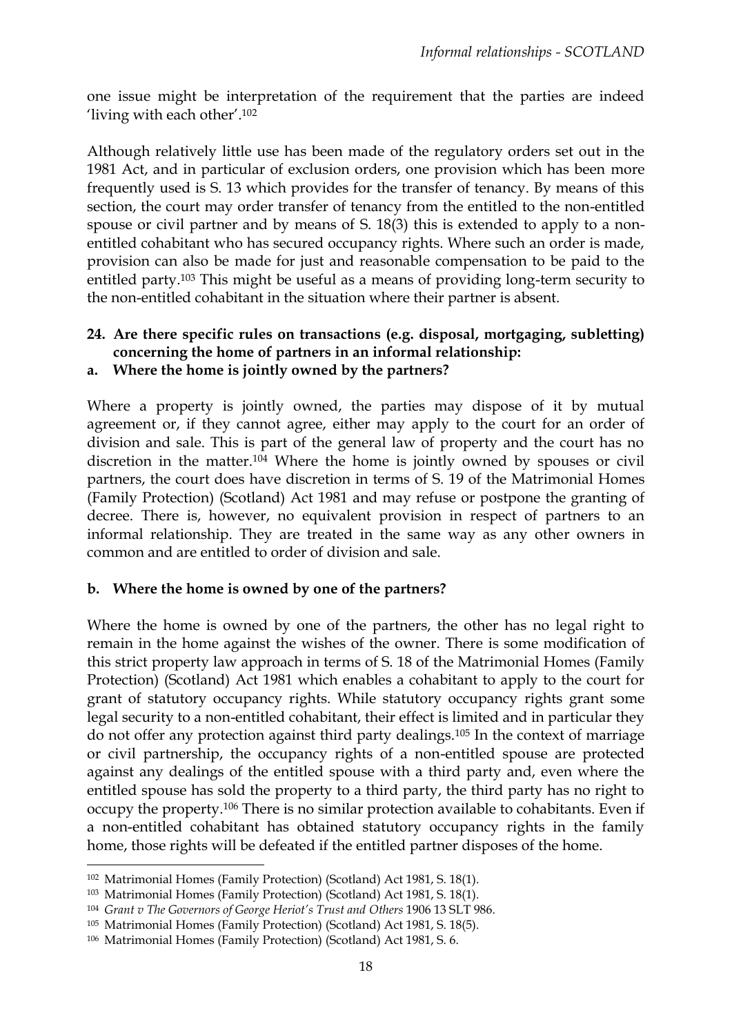one issue might be interpretation of the requirement that the parties are indeed 'living with each other'.[102]

Although relatively little use has been made of the regulatory orders set out in the 1981 Act, and in particular of exclusion orders, one provision which has been more frequently used is S. 13 which provides for the transfer of tenancy. By means of this section, the court may order transfer of tenancy from the entitled to the non-entitled spouse or civil partner and by means of S. 18(3) this is extended to apply to a non-entitled cohabitant who has secured occupancy rights. Where such an order is made, provision can also be made for just and reasonable compensation to be paid to the entitled party.[103] This might be useful as a means of providing long-term security to the non-entitled cohabitant in the situation where their partner is absent.

**24. Are there specific rules on transactions (e.g. disposal, mortgaging, subletting) concerning the home of partners in an informal relationship:**

**a. Where the home is jointly owned by the partners?**

Where a property is jointly owned, the parties may dispose of it by mutual agreement or, if they cannot agree, either may apply to the court for an order of division and sale. This is part of the general law of property and the court has no discretion in the matter.[104] Where the home is jointly owned by spouses or civil partners, the court does have discretion in terms of S. 19 of the Matrimonial Homes (Family Protection) (Scotland) Act 1981 and may refuse or postpone the granting of decree. There is, however, no equivalent provision in respect of partners to an informal relationship. They are treated in the same way as any other owners in common and are entitled to order of division and sale.

**b. Where the home is owned by one of the partners?**

Where the home is owned by one of the partners, the other has no legal right to remain in the home against the wishes of the owner. There is some modification of this strict property law approach in terms of S. 18 of the Matrimonial Homes (Family Protection) (Scotland) Act 1981 which enables a cohabitant to apply to the court for grant of statutory occupancy rights. While statutory occupancy rights grant some legal security to a non-entitled cohabitant, their effect is limited and in particular they do not offer any protection against third party dealings.[105] In the context of marriage or civil partnership, the occupancy rights of a non-entitled spouse are protected against any dealings of the entitled spouse with a third party and, even where the entitled spouse has sold the property to a third party, the third party has no right to occupy the property.[106] There is no similar protection available to cohabitants. Even if a non-entitled cohabitant has obtained statutory occupancy rights in the family home, those rights will be defeated if the entitled partner disposes of the home.

---

[102] Matrimonial Homes (Family Protection) (Scotland) Act 1981, S. 18(1).

[103] Matrimonial Homes (Family Protection) (Scotland) Act 1981, S. 18(1).

[104] *Grant v The Governors of George Heriot's Trust and Others* 1906 13 SLT 986.

[105] Matrimonial Homes (Family Protection) (Scotland) Act 1981, S. 18(5).

[106] Matrimonial Homes (Family Protection) (Scotland) Act 1981, S. 6.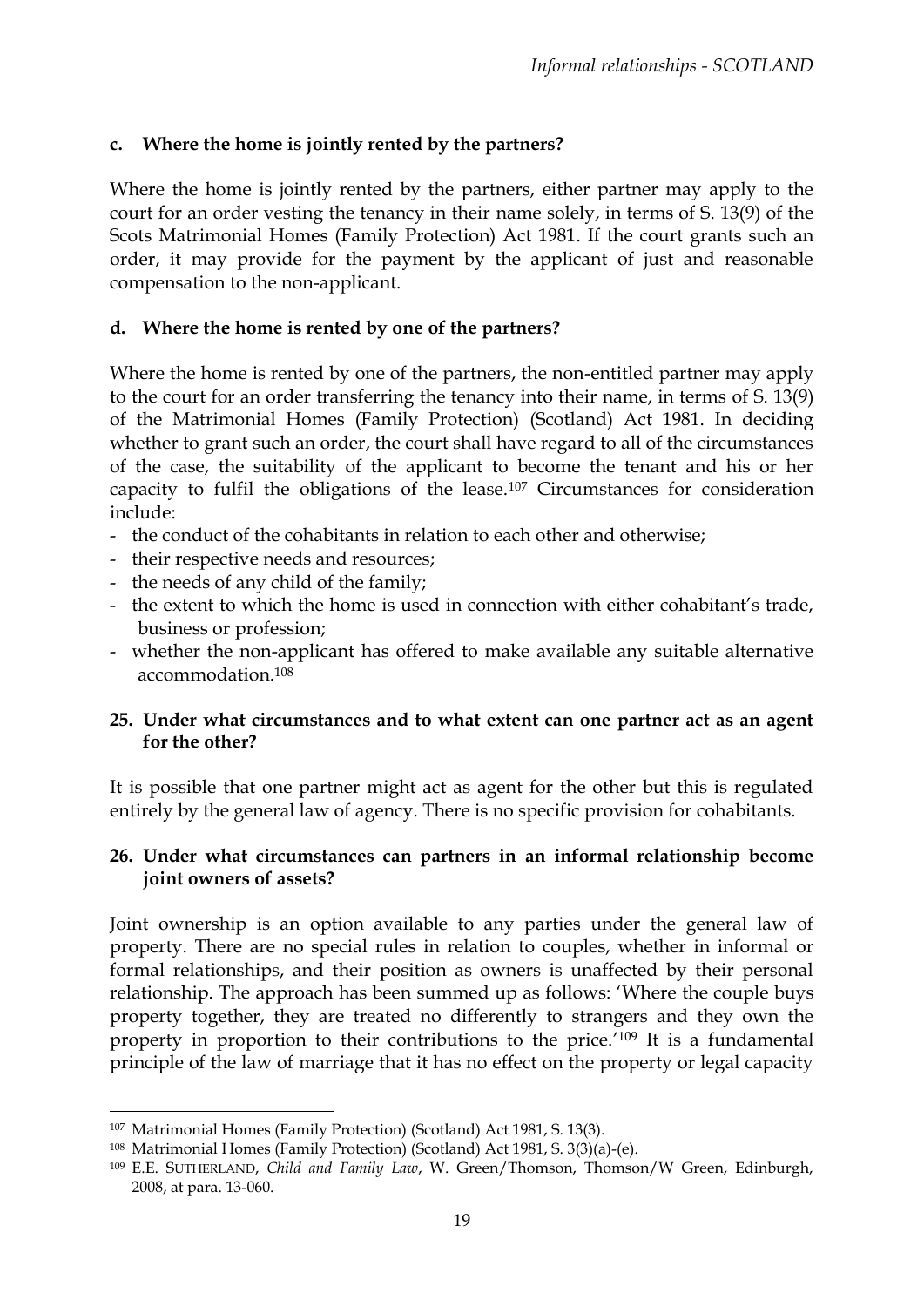**c. Where the home is jointly rented by the partners?**

Where the home is jointly rented by the partners, either partner may apply to the court for an order vesting the tenancy in their name solely, in terms of S. 13(9) of the Scots Matrimonial Homes (Family Protection) Act 1981. If the court grants such an order, it may provide for the payment by the applicant of just and reasonable compensation to the non-applicant.

**d. Where the home is rented by one of the partners?**

Where the home is rented by one of the partners, the non-entitled partner may apply to the court for an order transferring the tenancy into their name, in terms of S. 13(9) of the Matrimonial Homes (Family Protection) (Scotland) Act 1981. In deciding whether to grant such an order, the court shall have regard to all of the circumstances of the case, the suitability of the applicant to become the tenant and his or her capacity to fulfil the obligations of the lease.[107] Circumstances for consideration include:

- the conduct of the cohabitants in relation to each other and otherwise;
- their respective needs and resources;
- the needs of any child of the family;
- the extent to which the home is used in connection with either cohabitant's trade, business or profession;
- whether the non-applicant has offered to make available any suitable alternative accommodation.[108]

**25. Under what circumstances and to what extent can one partner act as an agent for the other?**

It is possible that one partner might act as agent for the other but this is regulated entirely by the general law of agency. There is no specific provision for cohabitants.

**26. Under what circumstances can partners in an informal relationship become joint owners of assets?**

Joint ownership is an option available to any parties under the general law of property. There are no special rules in relation to couples, whether in informal or formal relationships, and their position as owners is unaffected by their personal relationship. The approach has been summed up as follows: 'Where the couple buys property together, they are treated no differently to strangers and they own the property in proportion to their contributions to the price.'[109] It is a fundamental principle of the law of marriage that it has no effect on the property or legal capacity

---

[107] Matrimonial Homes (Family Protection) (Scotland) Act 1981, S. 13(3).

[108] Matrimonial Homes (Family Protection) (Scotland) Act 1981, S. 3(3)(a)-(e).

[109] E.E. SUTHERLAND, *Child and Family Law*, W. Green/Thomson, Thomson/W Green, Edinburgh, 2008, at para. 13-060.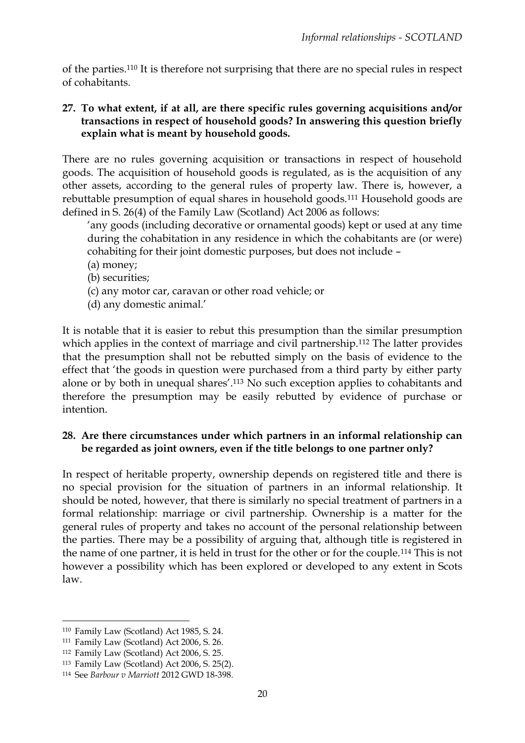of the parties.[110] It is therefore not surprising that there are no special rules in respect of cohabitants.

**27. To what extent, if at all, are there specific rules governing acquisitions and/or transactions in respect of household goods? In answering this question briefly explain what is meant by household goods.**

There are no rules governing acquisition or transactions in respect of household goods. The acquisition of household goods is regulated, as is the acquisition of any other assets, according to the general rules of property law. There is, however, a rebuttable presumption of equal shares in household goods.[111] Household goods are defined in S. 26(4) of the Family Law (Scotland) Act 2006 as follows:

> 'any goods (including decorative or ornamental goods) kept or used at any time during the cohabitation in any residence in which the cohabitants are (or were) cohabiting for their joint domestic purposes, but does not include –
> (a) money;
> (b) securities;
> (c) any motor car, caravan or other road vehicle; or
> (d) any domestic animal.'

It is notable that it is easier to rebut this presumption than the similar presumption which applies in the context of marriage and civil partnership.[112] The latter provides that the presumption shall not be rebutted simply on the basis of evidence to the effect that 'the goods in question were purchased from a third party by either party alone or by both in unequal shares'.[113] No such exception applies to cohabitants and therefore the presumption may be easily rebutted by evidence of purchase or intention.

**28. Are there circumstances under which partners in an informal relationship can be regarded as joint owners, even if the title belongs to one partner only?**

In respect of heritable property, ownership depends on registered title and there is no special provision for the situation of partners in an informal relationship. It should be noted, however, that there is similarly no special treatment of partners in a formal relationship: marriage or civil partnership. Ownership is a matter for the general rules of property and takes no account of the personal relationship between the parties. There may be a possibility of arguing that, although title is registered in the name of one partner, it is held in trust for the other or for the couple.[114] This is not however a possibility which has been explored or developed to any extent in Scots law.

---

[110] Family Law (Scotland) Act 1985, S. 24.
[111] Family Law (Scotland) Act 2006, S. 26.
[112] Family Law (Scotland) Act 2006, S. 25.
[113] Family Law (Scotland) Act 2006, S. 25(2).
[114] See *Barbour v Marriott* 2012 GWD 18-398.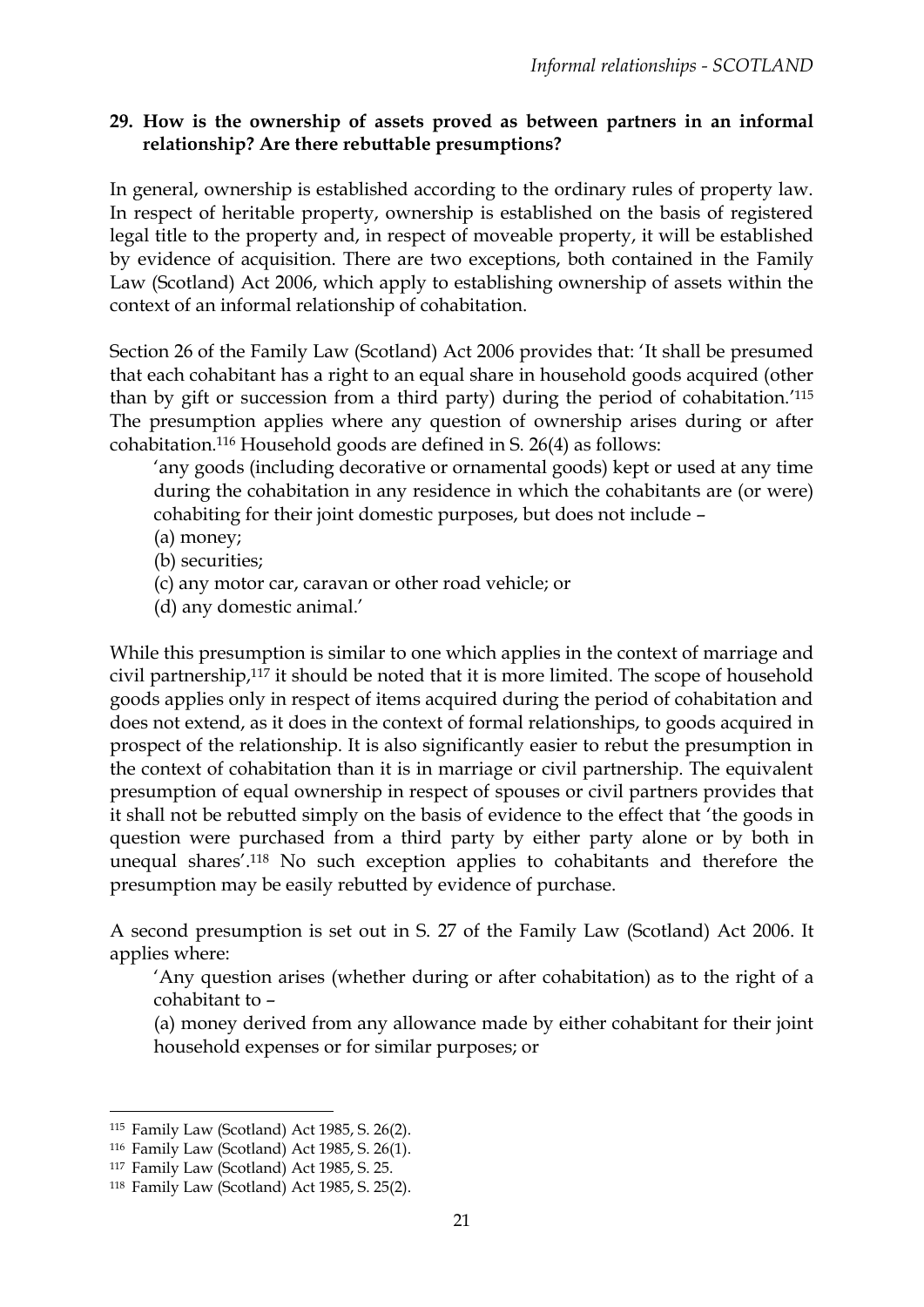**29. How is the ownership of assets proved as between partners in an informal relationship? Are there rebuttable presumptions?**

In general, ownership is established according to the ordinary rules of property law. In respect of heritable property, ownership is established on the basis of registered legal title to the property and, in respect of moveable property, it will be established by evidence of acquisition. There are two exceptions, both contained in the Family Law (Scotland) Act 2006, which apply to establishing ownership of assets within the context of an informal relationship of cohabitation.

Section 26 of the Family Law (Scotland) Act 2006 provides that: 'It shall be presumed that each cohabitant has a right to an equal share in household goods acquired (other than by gift or succession from a third party) during the period of cohabitation.'[115] The presumption applies where any question of ownership arises during or after cohabitation.[116] Household goods are defined in S. 26(4) as follows:

> 'any goods (including decorative or ornamental goods) kept or used at any time during the cohabitation in any residence in which the cohabitants are (or were) cohabiting for their joint domestic purposes, but does not include –
> (a) money;
> (b) securities;
> (c) any motor car, caravan or other road vehicle; or
> (d) any domestic animal.'

While this presumption is similar to one which applies in the context of marriage and civil partnership,[117] it should be noted that it is more limited. The scope of household goods applies only in respect of items acquired during the period of cohabitation and does not extend, as it does in the context of formal relationships, to goods acquired in prospect of the relationship. It is also significantly easier to rebut the presumption in the context of cohabitation than it is in marriage or civil partnership. The equivalent presumption of equal ownership in respect of spouses or civil partners provides that it shall not be rebutted simply on the basis of evidence to the effect that 'the goods in question were purchased from a third party by either party alone or by both in unequal shares'.[118] No such exception applies to cohabitants and therefore the presumption may be easily rebutted by evidence of purchase.

A second presumption is set out in S. 27 of the Family Law (Scotland) Act 2006. It applies where:

> 'Any question arises (whether during or after cohabitation) as to the right of a cohabitant to –
> (a) money derived from any allowance made by either cohabitant for their joint household expenses or for similar purposes; or

---

[115] Family Law (Scotland) Act 1985, S. 26(2).
[116] Family Law (Scotland) Act 1985, S. 26(1).
[117] Family Law (Scotland) Act 1985, S. 25.
[118] Family Law (Scotland) Act 1985, S. 25(2).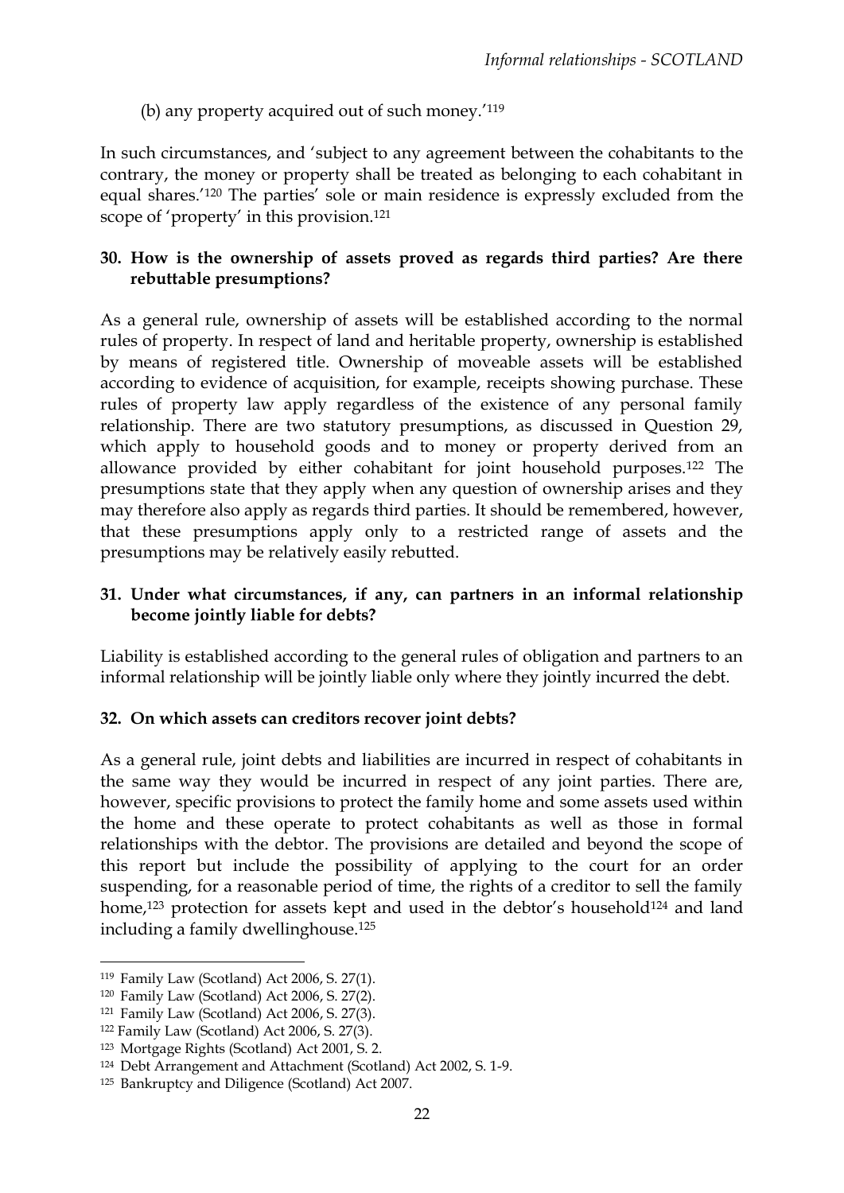(b) any property acquired out of such money.'[119]

In such circumstances, and 'subject to any agreement between the cohabitants to the contrary, the money or property shall be treated as belonging to each cohabitant in equal shares.'[120] The parties' sole or main residence is expressly excluded from the scope of 'property' in this provision.[121]

**30. How is the ownership of assets proved as regards third parties? Are there rebuttable presumptions?**

As a general rule, ownership of assets will be established according to the normal rules of property. In respect of land and heritable property, ownership is established by means of registered title. Ownership of moveable assets will be established according to evidence of acquisition, for example, receipts showing purchase. These rules of property law apply regardless of the existence of any personal family relationship. There are two statutory presumptions, as discussed in Question 29, which apply to household goods and to money or property derived from an allowance provided by either cohabitant for joint household purposes.[122] The presumptions state that they apply when any question of ownership arises and they may therefore also apply as regards third parties. It should be remembered, however, that these presumptions apply only to a restricted range of assets and the presumptions may be relatively easily rebutted.

**31. Under what circumstances, if any, can partners in an informal relationship become jointly liable for debts?**

Liability is established according to the general rules of obligation and partners to an informal relationship will be jointly liable only where they jointly incurred the debt.

**32. On which assets can creditors recover joint debts?**

As a general rule, joint debts and liabilities are incurred in respect of cohabitants in the same way they would be incurred in respect of any joint parties. There are, however, specific provisions to protect the family home and some assets used within the home and these operate to protect cohabitants as well as those in formal relationships with the debtor. The provisions are detailed and beyond the scope of this report but include the possibility of applying to the court for an order suspending, for a reasonable period of time, the rights of a creditor to sell the family home,[123] protection for assets kept and used in the debtor's household[124] and land including a family dwellinghouse.[125]

---

[119] Family Law (Scotland) Act 2006, S. 27(1).
[120] Family Law (Scotland) Act 2006, S. 27(2).
[121] Family Law (Scotland) Act 2006, S. 27(3).
[122] Family Law (Scotland) Act 2006, S. 27(3).
[123] Mortgage Rights (Scotland) Act 2001, S. 2.
[124] Debt Arrangement and Attachment (Scotland) Act 2002, S. 1-9.
[125] Bankruptcy and Diligence (Scotland) Act 2007.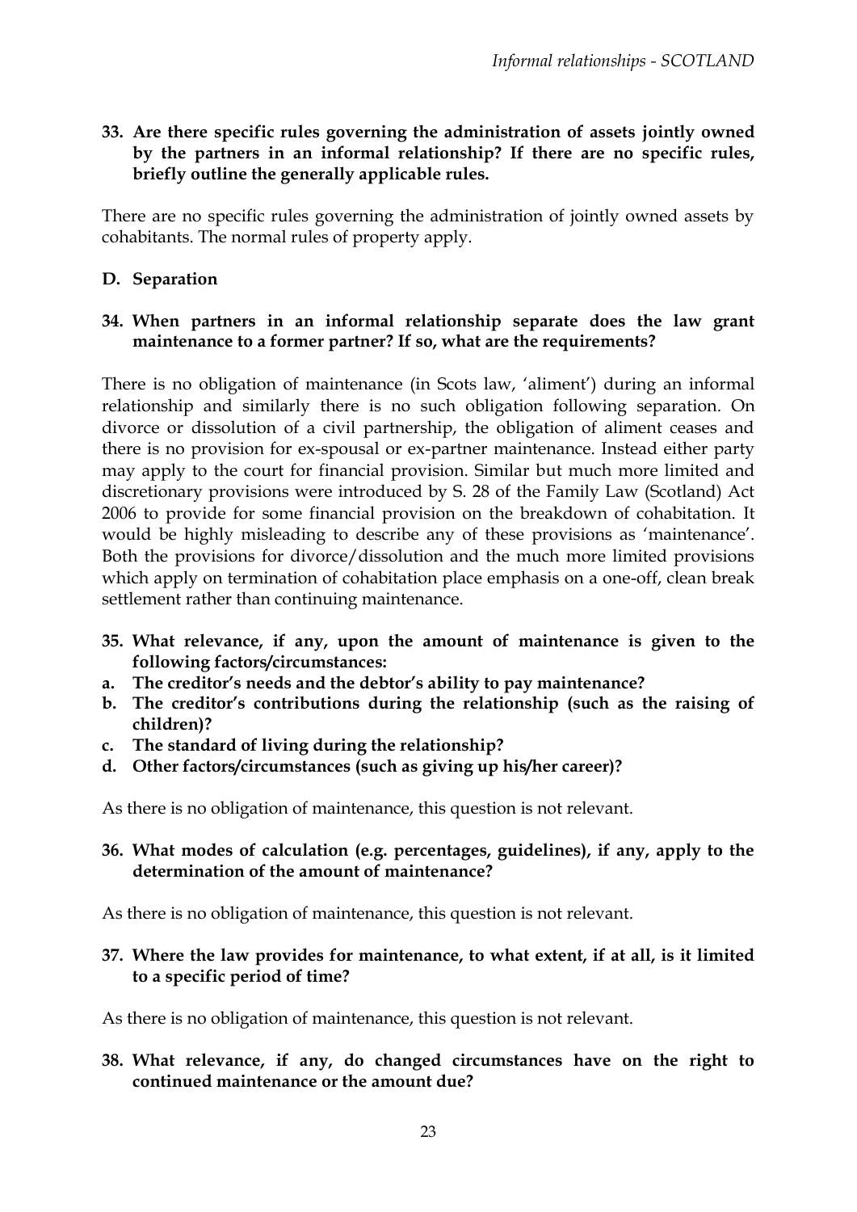**33. Are there specific rules governing the administration of assets jointly owned by the partners in an informal relationship? If there are no specific rules, briefly outline the generally applicable rules.**

There are no specific rules governing the administration of jointly owned assets by cohabitants. The normal rules of property apply.

## D. Separation

**34. When partners in an informal relationship separate does the law grant maintenance to a former partner? If so, what are the requirements?**

There is no obligation of maintenance (in Scots law, 'aliment') during an informal relationship and similarly there is no such obligation following separation. On divorce or dissolution of a civil partnership, the obligation of aliment ceases and there is no provision for ex-spousal or ex-partner maintenance. Instead either party may apply to the court for financial provision. Similar but much more limited and discretionary provisions were introduced by S. 28 of the Family Law (Scotland) Act 2006 to provide for some financial provision on the breakdown of cohabitation. It would be highly misleading to describe any of these provisions as 'maintenance'. Both the provisions for divorce/dissolution and the much more limited provisions which apply on termination of cohabitation place emphasis on a one-off, clean break settlement rather than continuing maintenance.

**35. What relevance, if any, upon the amount of maintenance is given to the following factors/circumstances:**

**a. The creditor's needs and the debtor's ability to pay maintenance?**

**b. The creditor's contributions during the relationship (such as the raising of children)?**

**c. The standard of living during the relationship?**

**d. Other factors/circumstances (such as giving up his/her career)?**

As there is no obligation of maintenance, this question is not relevant.

**36. What modes of calculation (e.g. percentages, guidelines), if any, apply to the determination of the amount of maintenance?**

As there is no obligation of maintenance, this question is not relevant.

**37. Where the law provides for maintenance, to what extent, if at all, is it limited to a specific period of time?**

As there is no obligation of maintenance, this question is not relevant.

**38. What relevance, if any, do changed circumstances have on the right to continued maintenance or the amount due?**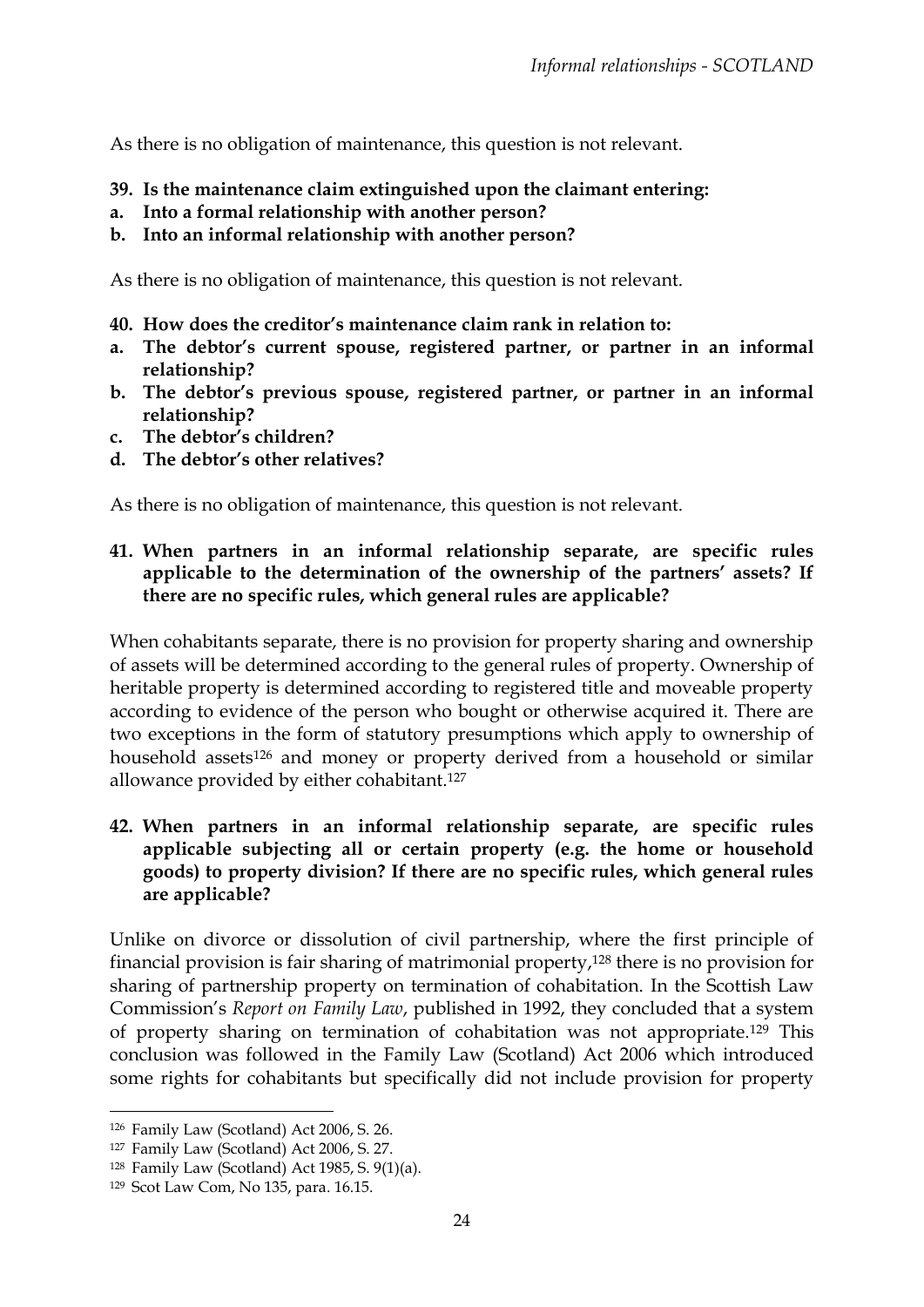As there is no obligation of maintenance, this question is not relevant.

**39. Is the maintenance claim extinguished upon the claimant entering:**

**a. Into a formal relationship with another person?**

**b. Into an informal relationship with another person?**

As there is no obligation of maintenance, this question is not relevant.

**40. How does the creditor's maintenance claim rank in relation to:**

**a. The debtor's current spouse, registered partner, or partner in an informal relationship?**

**b. The debtor's previous spouse, registered partner, or partner in an informal relationship?**

**c. The debtor's children?**

**d. The debtor's other relatives?**

As there is no obligation of maintenance, this question is not relevant.

**41. When partners in an informal relationship separate, are specific rules applicable to the determination of the ownership of the partners' assets? If there are no specific rules, which general rules are applicable?**

When cohabitants separate, there is no provision for property sharing and ownership of assets will be determined according to the general rules of property. Ownership of heritable property is determined according to registered title and moveable property according to evidence of the person who bought or otherwise acquired it. There are two exceptions in the form of statutory presumptions which apply to ownership of household assets[126] and money or property derived from a household or similar allowance provided by either cohabitant.[127]

**42. When partners in an informal relationship separate, are specific rules applicable subjecting all or certain property (e.g. the home or household goods) to property division? If there are no specific rules, which general rules are applicable?**

Unlike on divorce or dissolution of civil partnership, where the first principle of financial provision is fair sharing of matrimonial property,[128] there is no provision for sharing of partnership property on termination of cohabitation. In the Scottish Law Commission's *Report on Family Law*, published in 1992, they concluded that a system of property sharing on termination of cohabitation was not appropriate.[129] This conclusion was followed in the Family Law (Scotland) Act 2006 which introduced some rights for cohabitants but specifically did not include provision for property

---

[126] Family Law (Scotland) Act 2006, S. 26.

[127] Family Law (Scotland) Act 2006, S. 27.

[128] Family Law (Scotland) Act 1985, S. 9(1)(a).

[129] Scot Law Com, No 135, para. 16.15.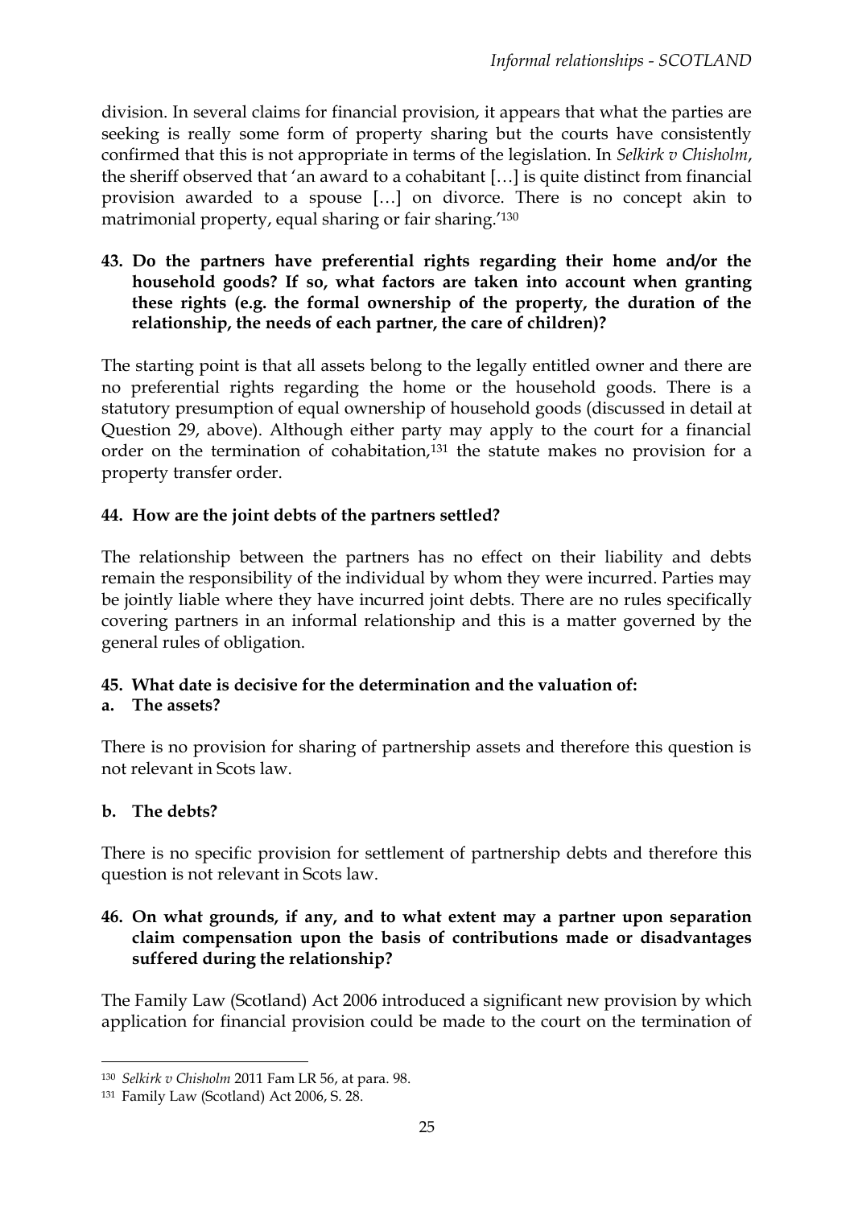division. In several claims for financial provision, it appears that what the parties are seeking is really some form of property sharing but the courts have consistently confirmed that this is not appropriate in terms of the legislation. In *Selkirk v Chisholm*, the sheriff observed that 'an award to a cohabitant […] is quite distinct from financial provision awarded to a spouse […] on divorce. There is no concept akin to matrimonial property, equal sharing or fair sharing.'[130]

**43. Do the partners have preferential rights regarding their home and/or the household goods? If so, what factors are taken into account when granting these rights (e.g. the formal ownership of the property, the duration of the relationship, the needs of each partner, the care of children)?**

The starting point is that all assets belong to the legally entitled owner and there are no preferential rights regarding the home or the household goods. There is a statutory presumption of equal ownership of household goods (discussed in detail at Question 29, above). Although either party may apply to the court for a financial order on the termination of cohabitation,[131] the statute makes no provision for a property transfer order.

**44. How are the joint debts of the partners settled?**

The relationship between the partners has no effect on their liability and debts remain the responsibility of the individual by whom they were incurred. Parties may be jointly liable where they have incurred joint debts. There are no rules specifically covering partners in an informal relationship and this is a matter governed by the general rules of obligation.

**45. What date is decisive for the determination and the valuation of:**

**a. The assets?**

There is no provision for sharing of partnership assets and therefore this question is not relevant in Scots law.

**b. The debts?**

There is no specific provision for settlement of partnership debts and therefore this question is not relevant in Scots law.

**46. On what grounds, if any, and to what extent may a partner upon separation claim compensation upon the basis of contributions made or disadvantages suffered during the relationship?**

The Family Law (Scotland) Act 2006 introduced a significant new provision by which application for financial provision could be made to the court on the termination of

---

[130] *Selkirk v Chisholm* 2011 Fam LR 56, at para. 98.

[131] Family Law (Scotland) Act 2006, S. 28.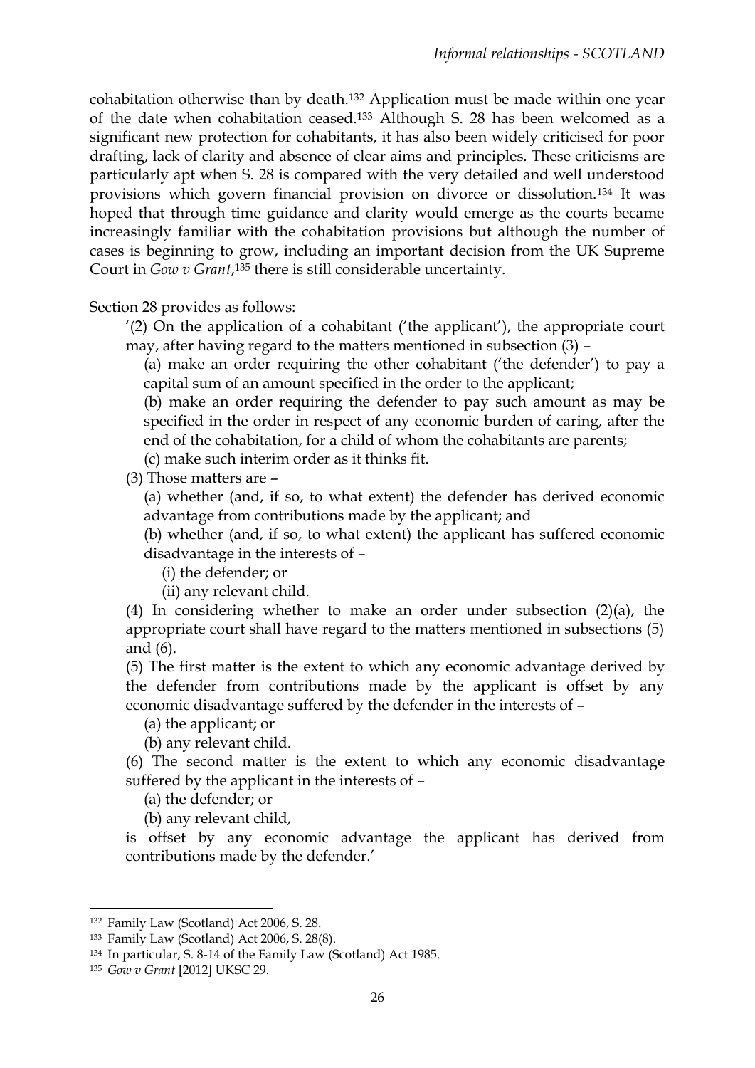cohabitation otherwise than by death.[132] Application must be made within one year of the date when cohabitation ceased.[133] Although S. 28 has been welcomed as a significant new protection for cohabitants, it has also been widely criticised for poor drafting, lack of clarity and absence of clear aims and principles. These criticisms are particularly apt when S. 28 is compared with the very detailed and well understood provisions which govern financial provision on divorce or dissolution.[134] It was hoped that through time guidance and clarity would emerge as the courts became increasingly familiar with the cohabitation provisions but although the number of cases is beginning to grow, including an important decision from the UK Supreme Court in *Gow v Grant*,[135] there is still considerable uncertainty.

Section 28 provides as follows:

> '(2) On the application of a cohabitant ('the applicant'), the appropriate court may, after having regard to the matters mentioned in subsection (3) –
>
> (a) make an order requiring the other cohabitant ('the defender') to pay a capital sum of an amount specified in the order to the applicant;
>
> (b) make an order requiring the defender to pay such amount as may be specified in the order in respect of any economic burden of caring, after the end of the cohabitation, for a child of whom the cohabitants are parents;
>
> (c) make such interim order as it thinks fit.
>
> (3) Those matters are –
>
> (a) whether (and, if so, to what extent) the defender has derived economic advantage from contributions made by the applicant; and
>
> (b) whether (and, if so, to what extent) the applicant has suffered economic disadvantage in the interests of –
>
> (i) the defender; or
>
> (ii) any relevant child.
>
> (4) In considering whether to make an order under subsection (2)(a), the appropriate court shall have regard to the matters mentioned in subsections (5) and (6).
>
> (5) The first matter is the extent to which any economic advantage derived by the defender from contributions made by the applicant is offset by any economic disadvantage suffered by the defender in the interests of –
>
> (a) the applicant; or
>
> (b) any relevant child.
>
> (6) The second matter is the extent to which any economic disadvantage suffered by the applicant in the interests of –
>
> (a) the defender; or
>
> (b) any relevant child,
>
> is offset by any economic advantage the applicant has derived from contributions made by the defender.'

---

[132] Family Law (Scotland) Act 2006, S. 28.

[133] Family Law (Scotland) Act 2006, S. 28(8).

[134] In particular, S. 8-14 of the Family Law (Scotland) Act 1985.

[135] *Gow v Grant* [2012] UKSC 29.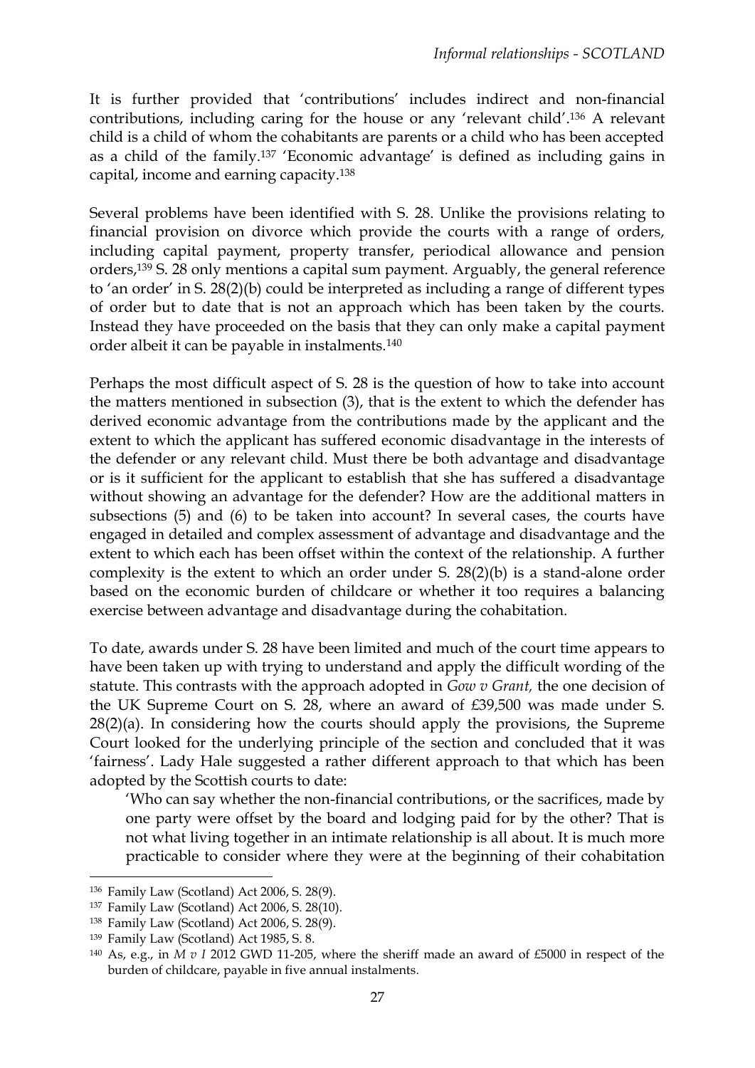It is further provided that 'contributions' includes indirect and non-financial contributions, including caring for the house or any 'relevant child'.[136] A relevant child is a child of whom the cohabitants are parents or a child who has been accepted as a child of the family.[137] 'Economic advantage' is defined as including gains in capital, income and earning capacity.[138]

Several problems have been identified with S. 28. Unlike the provisions relating to financial provision on divorce which provide the courts with a range of orders, including capital payment, property transfer, periodical allowance and pension orders,[139] S. 28 only mentions a capital sum payment. Arguably, the general reference to 'an order' in S. 28(2)(b) could be interpreted as including a range of different types of order but to date that is not an approach which has been taken by the courts. Instead they have proceeded on the basis that they can only make a capital payment order albeit it can be payable in instalments.[140]

Perhaps the most difficult aspect of S. 28 is the question of how to take into account the matters mentioned in subsection (3), that is the extent to which the defender has derived economic advantage from the contributions made by the applicant and the extent to which the applicant has suffered economic disadvantage in the interests of the defender or any relevant child. Must there be both advantage and disadvantage or is it sufficient for the applicant to establish that she has suffered a disadvantage without showing an advantage for the defender? How are the additional matters in subsections (5) and (6) to be taken into account? In several cases, the courts have engaged in detailed and complex assessment of advantage and disadvantage and the extent to which each has been offset within the context of the relationship. A further complexity is the extent to which an order under S. 28(2)(b) is a stand-alone order based on the economic burden of childcare or whether it too requires a balancing exercise between advantage and disadvantage during the cohabitation.

To date, awards under S. 28 have been limited and much of the court time appears to have been taken up with trying to understand and apply the difficult wording of the statute. This contrasts with the approach adopted in *Gow v Grant,* the one decision of the UK Supreme Court on S. 28, where an award of £39,500 was made under S. 28(2)(a). In considering how the courts should apply the provisions, the Supreme Court looked for the underlying principle of the section and concluded that it was 'fairness'. Lady Hale suggested a rather different approach to that which has been adopted by the Scottish courts to date:

> 'Who can say whether the non-financial contributions, or the sacrifices, made by one party were offset by the board and lodging paid for by the other? That is not what living together in an intimate relationship is all about. It is much more practicable to consider where they were at the beginning of their cohabitation

---

[136] Family Law (Scotland) Act 2006, S. 28(9).

[137] Family Law (Scotland) Act 2006, S. 28(10).

[138] Family Law (Scotland) Act 2006, S. 28(9).

[139] Family Law (Scotland) Act 1985, S. 8.

[140] As, e.g., in *M v I* 2012 GWD 11-205, where the sheriff made an award of £5000 in respect of the burden of childcare, payable in five annual instalments.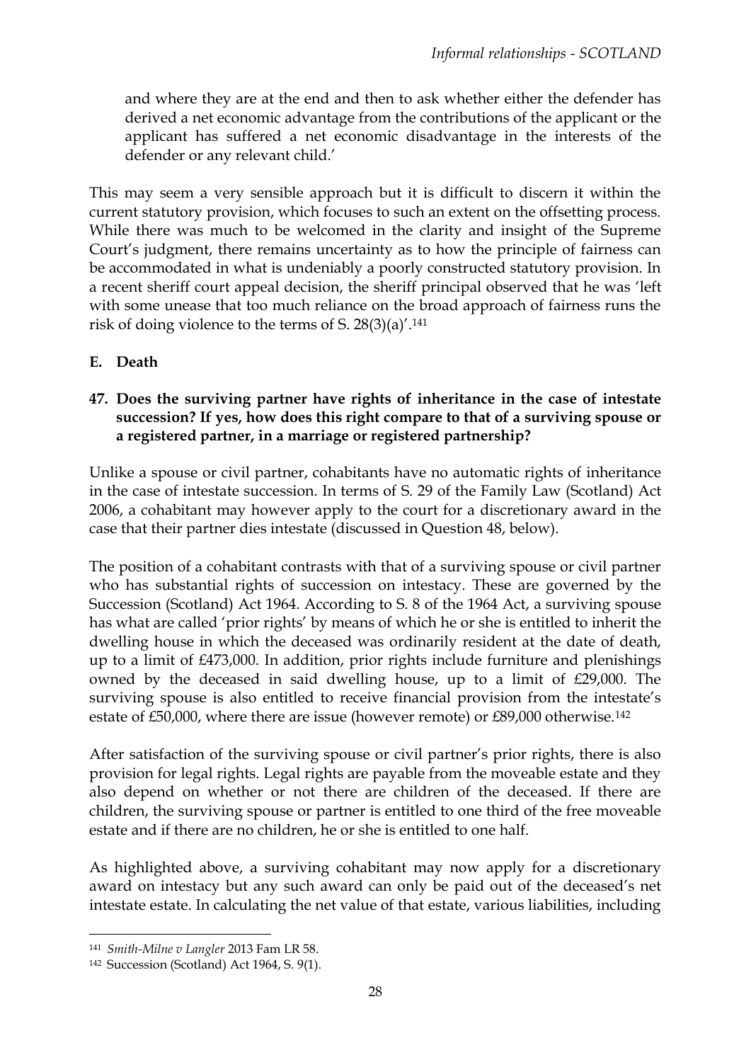and where they are at the end and then to ask whether either the defender has derived a net economic advantage from the contributions of the applicant or the applicant has suffered a net economic disadvantage in the interests of the defender or any relevant child.'

This may seem a very sensible approach but it is difficult to discern it within the current statutory provision, which focuses to such an extent on the offsetting process. While there was much to be welcomed in the clarity and insight of the Supreme Court's judgment, there remains uncertainty as to how the principle of fairness can be accommodated in what is undeniably a poorly constructed statutory provision. In a recent sheriff court appeal decision, the sheriff principal observed that he was 'left with some unease that too much reliance on the broad approach of fairness runs the risk of doing violence to the terms of S. 28(3)(a)'.[141]

## E. Death

### 47. Does the surviving partner have rights of inheritance in the case of intestate succession? If yes, how does this right compare to that of a surviving spouse or a registered partner, in a marriage or registered partnership?

Unlike a spouse or civil partner, cohabitants have no automatic rights of inheritance in the case of intestate succession. In terms of S. 29 of the Family Law (Scotland) Act 2006, a cohabitant may however apply to the court for a discretionary award in the case that their partner dies intestate (discussed in Question 48, below).

The position of a cohabitant contrasts with that of a surviving spouse or civil partner who has substantial rights of succession on intestacy. These are governed by the Succession (Scotland) Act 1964. According to S. 8 of the 1964 Act, a surviving spouse has what are called 'prior rights' by means of which he or she is entitled to inherit the dwelling house in which the deceased was ordinarily resident at the date of death, up to a limit of £473,000. In addition, prior rights include furniture and plenishings owned by the deceased in said dwelling house, up to a limit of £29,000. The surviving spouse is also entitled to receive financial provision from the intestate's estate of £50,000, where there are issue (however remote) or £89,000 otherwise.[142]

After satisfaction of the surviving spouse or civil partner's prior rights, there is also provision for legal rights. Legal rights are payable from the moveable estate and they also depend on whether or not there are children of the deceased. If there are children, the surviving spouse or partner is entitled to one third of the free moveable estate and if there are no children, he or she is entitled to one half.

As highlighted above, a surviving cohabitant may now apply for a discretionary award on intestacy but any such award can only be paid out of the deceased's net intestate estate. In calculating the net value of that estate, various liabilities, including

[141] *Smith-Milne v Langler* 2013 Fam LR 58.

[142] Succession (Scotland) Act 1964, S. 9(1).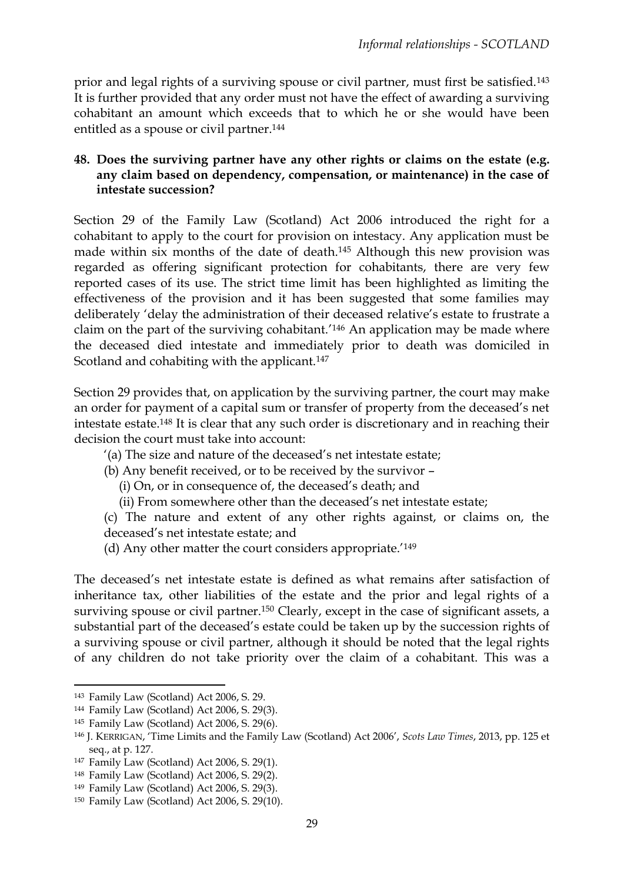prior and legal rights of a surviving spouse or civil partner, must first be satisfied.[143] It is further provided that any order must not have the effect of awarding a surviving cohabitant an amount which exceeds that to which he or she would have been entitled as a spouse or civil partner.[144]

**48. Does the surviving partner have any other rights or claims on the estate (e.g. any claim based on dependency, compensation, or maintenance) in the case of intestate succession?**

Section 29 of the Family Law (Scotland) Act 2006 introduced the right for a cohabitant to apply to the court for provision on intestacy. Any application must be made within six months of the date of death.[145] Although this new provision was regarded as offering significant protection for cohabitants, there are very few reported cases of its use. The strict time limit has been highlighted as limiting the effectiveness of the provision and it has been suggested that some families may deliberately 'delay the administration of their deceased relative's estate to frustrate a claim on the part of the surviving cohabitant.'[146] An application may be made where the deceased died intestate and immediately prior to death was domiciled in Scotland and cohabiting with the applicant.[147]

Section 29 provides that, on application by the surviving partner, the court may make an order for payment of a capital sum or transfer of property from the deceased's net intestate estate.[148] It is clear that any such order is discretionary and in reaching their decision the court must take into account:

'(a) The size and nature of the deceased's net intestate estate;

(b) Any benefit received, or to be received by the survivor –

(i) On, or in consequence of, the deceased's death; and

(ii) From somewhere other than the deceased's net intestate estate;

(c) The nature and extent of any other rights against, or claims on, the deceased's net intestate estate; and

(d) Any other matter the court considers appropriate.'[149]

The deceased's net intestate estate is defined as what remains after satisfaction of inheritance tax, other liabilities of the estate and the prior and legal rights of a surviving spouse or civil partner.[150] Clearly, except in the case of significant assets, a substantial part of the deceased's estate could be taken up by the succession rights of a surviving spouse or civil partner, although it should be noted that the legal rights of any children do not take priority over the claim of a cohabitant. This was a

---

[143] Family Law (Scotland) Act 2006, S. 29.

[144] Family Law (Scotland) Act 2006, S. 29(3).

[145] Family Law (Scotland) Act 2006, S. 29(6).

[146] J. Kerrigan, 'Time Limits and the Family Law (Scotland) Act 2006', *Scots Law Times*, 2013, pp. 125 et seq., at p. 127.

[147] Family Law (Scotland) Act 2006, S. 29(1).

[148] Family Law (Scotland) Act 2006, S. 29(2).

[149] Family Law (Scotland) Act 2006, S. 29(3).

[150] Family Law (Scotland) Act 2006, S. 29(10).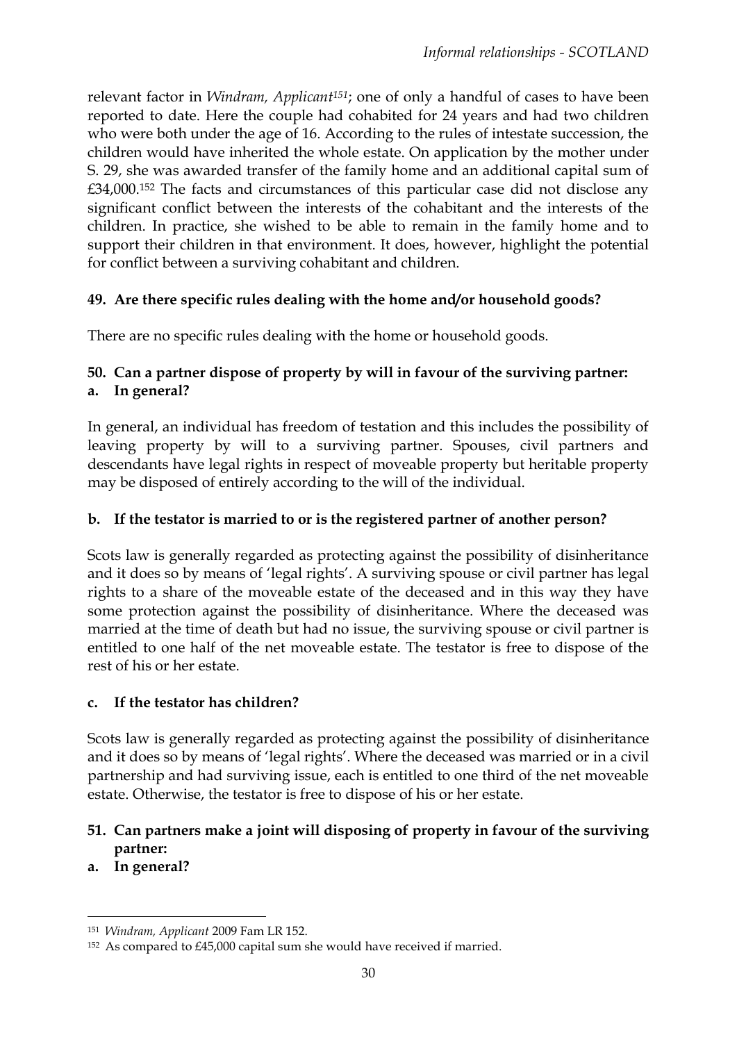relevant factor in *Windram, Applicant*[151]; one of only a handful of cases to have been reported to date. Here the couple had cohabited for 24 years and had two children who were both under the age of 16. According to the rules of intestate succession, the children would have inherited the whole estate. On application by the mother under S. 29, she was awarded transfer of the family home and an additional capital sum of £34,000.[152] The facts and circumstances of this particular case did not disclose any significant conflict between the interests of the cohabitant and the interests of the children. In practice, she wished to be able to remain in the family home and to support their children in that environment. It does, however, highlight the potential for conflict between a surviving cohabitant and children.

**49. Are there specific rules dealing with the home and/or household goods?**

There are no specific rules dealing with the home or household goods.

**50. Can a partner dispose of property by will in favour of the surviving partner:**
**a. In general?**

In general, an individual has freedom of testation and this includes the possibility of leaving property by will to a surviving partner. Spouses, civil partners and descendants have legal rights in respect of moveable property but heritable property may be disposed of entirely according to the will of the individual.

**b. If the testator is married to or is the registered partner of another person?**

Scots law is generally regarded as protecting against the possibility of disinheritance and it does so by means of 'legal rights'. A surviving spouse or civil partner has legal rights to a share of the moveable estate of the deceased and in this way they have some protection against the possibility of disinheritance. Where the deceased was married at the time of death but had no issue, the surviving spouse or civil partner is entitled to one half of the net moveable estate. The testator is free to dispose of the rest of his or her estate.

**c. If the testator has children?**

Scots law is generally regarded as protecting against the possibility of disinheritance and it does so by means of 'legal rights'. Where the deceased was married or in a civil partnership and had surviving issue, each is entitled to one third of the net moveable estate. Otherwise, the testator is free to dispose of his or her estate.

**51. Can partners make a joint will disposing of property in favour of the surviving partner:**
**a. In general?**

---

[151] *Windram, Applicant* 2009 Fam LR 152.

[152] As compared to £45,000 capital sum she would have received if married.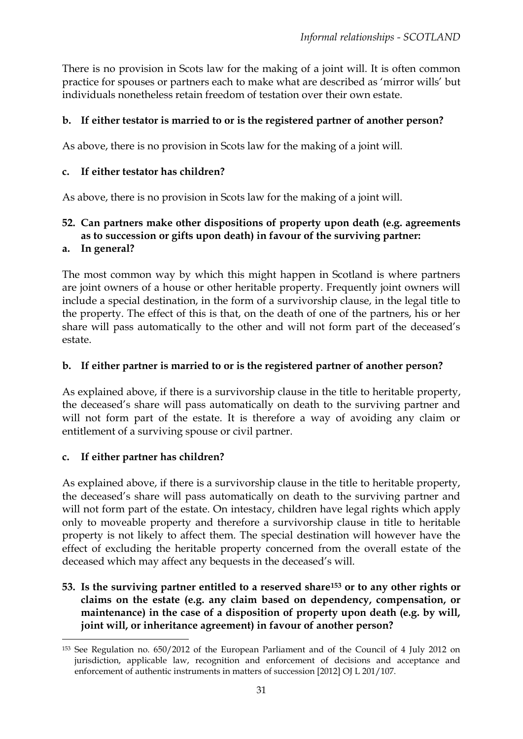There is no provision in Scots law for the making of a joint will. It is often common practice for spouses or partners each to make what are described as 'mirror wills' but individuals nonetheless retain freedom of testation over their own estate.

**b. If either testator is married to or is the registered partner of another person?**

As above, there is no provision in Scots law for the making of a joint will.

**c. If either testator has children?**

As above, there is no provision in Scots law for the making of a joint will.

**52. Can partners make other dispositions of property upon death (e.g. agreements as to succession or gifts upon death) in favour of the surviving partner:**

**a. In general?**

The most common way by which this might happen in Scotland is where partners are joint owners of a house or other heritable property. Frequently joint owners will include a special destination, in the form of a survivorship clause, in the legal title to the property. The effect of this is that, on the death of one of the partners, his or her share will pass automatically to the other and will not form part of the deceased's estate.

**b. If either partner is married to or is the registered partner of another person?**

As explained above, if there is a survivorship clause in the title to heritable property, the deceased's share will pass automatically on death to the surviving partner and will not form part of the estate. It is therefore a way of avoiding any claim or entitlement of a surviving spouse or civil partner.

**c. If either partner has children?**

As explained above, if there is a survivorship clause in the title to heritable property, the deceased's share will pass automatically on death to the surviving partner and will not form part of the estate. On intestacy, children have legal rights which apply only to moveable property and therefore a survivorship clause in title to heritable property is not likely to affect them. The special destination will however have the effect of excluding the heritable property concerned from the overall estate of the deceased which may affect any bequests in the deceased's will.

**53. Is the surviving partner entitled to a reserved share[153] or to any other rights or claims on the estate (e.g. any claim based on dependency, compensation, or maintenance) in the case of a disposition of property upon death (e.g. by will, joint will, or inheritance agreement) in favour of another person?**

[153] See Regulation no. 650/2012 of the European Parliament and of the Council of 4 July 2012 on jurisdiction, applicable law, recognition and enforcement of decisions and acceptance and enforcement of authentic instruments in matters of succession [2012] OJ L 201/107.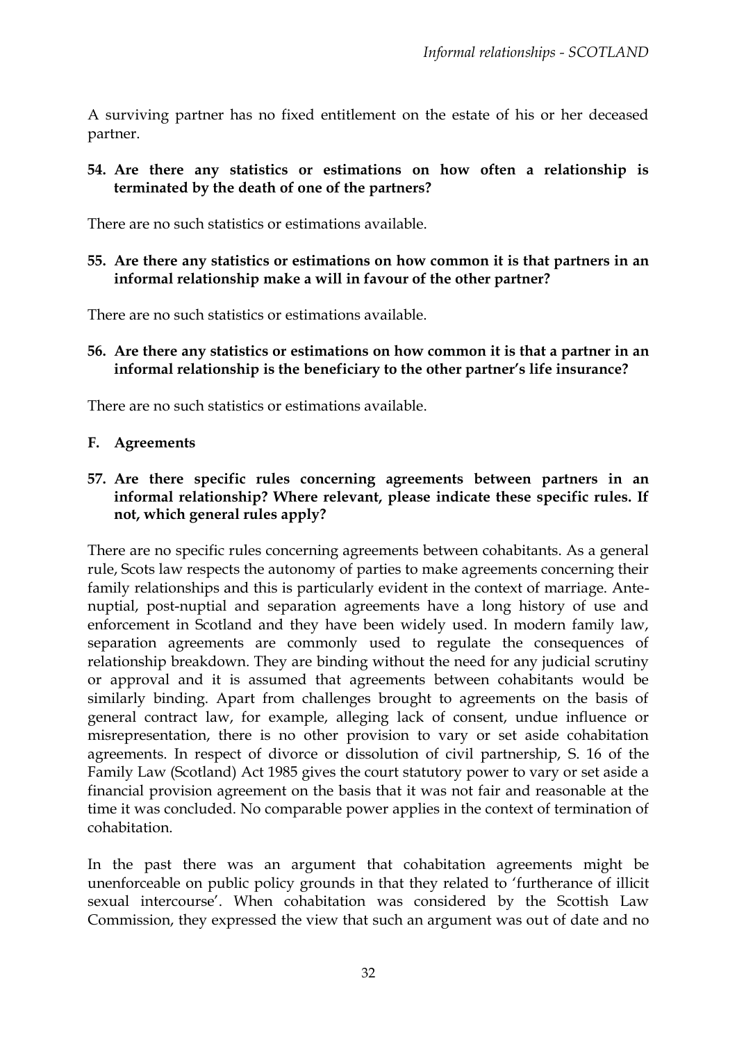A surviving partner has no fixed entitlement on the estate of his or her deceased partner.

**54. Are there any statistics or estimations on how often a relationship is terminated by the death of one of the partners?**

There are no such statistics or estimations available.

**55. Are there any statistics or estimations on how common it is that partners in an informal relationship make a will in favour of the other partner?**

There are no such statistics or estimations available.

**56. Are there any statistics or estimations on how common it is that a partner in an informal relationship is the beneficiary to the other partner's life insurance?**

There are no such statistics or estimations available.

## F. Agreements

**57. Are there specific rules concerning agreements between partners in an informal relationship? Where relevant, please indicate these specific rules. If not, which general rules apply?**

There are no specific rules concerning agreements between cohabitants. As a general rule, Scots law respects the autonomy of parties to make agreements concerning their family relationships and this is particularly evident in the context of marriage. Ante-nuptial, post-nuptial and separation agreements have a long history of use and enforcement in Scotland and they have been widely used. In modern family law, separation agreements are commonly used to regulate the consequences of relationship breakdown. They are binding without the need for any judicial scrutiny or approval and it is assumed that agreements between cohabitants would be similarly binding. Apart from challenges brought to agreements on the basis of general contract law, for example, alleging lack of consent, undue influence or misrepresentation, there is no other provision to vary or set aside cohabitation agreements. In respect of divorce or dissolution of civil partnership, S. 16 of the Family Law (Scotland) Act 1985 gives the court statutory power to vary or set aside a financial provision agreement on the basis that it was not fair and reasonable at the time it was concluded. No comparable power applies in the context of termination of cohabitation.

In the past there was an argument that cohabitation agreements might be unenforceable on public policy grounds in that they related to 'furtherance of illicit sexual intercourse'. When cohabitation was considered by the Scottish Law Commission, they expressed the view that such an argument was out of date and no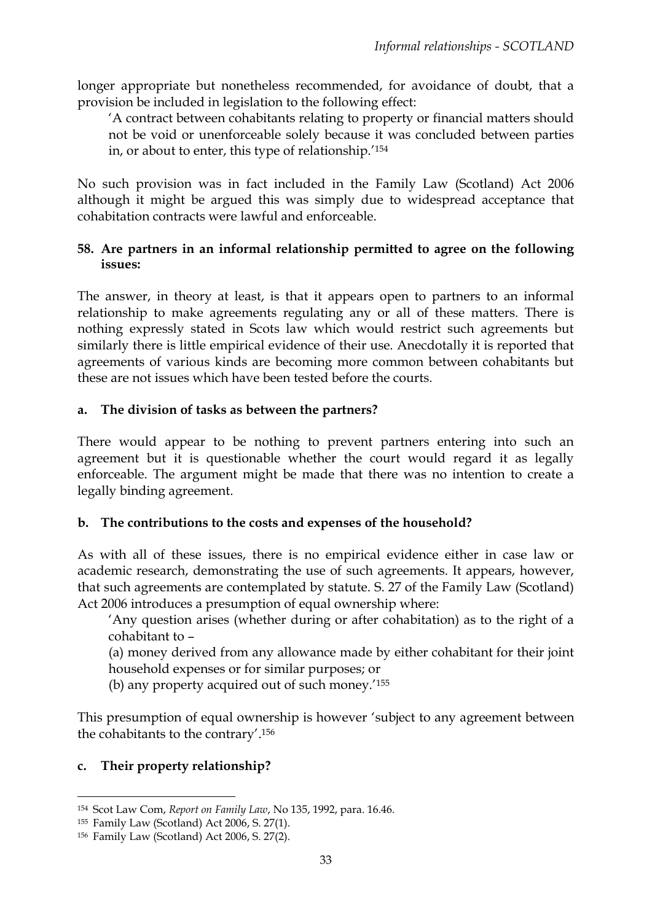longer appropriate but nonetheless recommended, for avoidance of doubt, that a provision be included in legislation to the following effect:

> 'A contract between cohabitants relating to property or financial matters should not be void or unenforceable solely because it was concluded between parties in, or about to enter, this type of relationship.'[154]

No such provision was in fact included in the Family Law (Scotland) Act 2006 although it might be argued this was simply due to widespread acceptance that cohabitation contracts were lawful and enforceable.

### 58. Are partners in an informal relationship permitted to agree on the following issues:

The answer, in theory at least, is that it appears open to partners to an informal relationship to make agreements regulating any or all of these matters. There is nothing expressly stated in Scots law which would restrict such agreements but similarly there is little empirical evidence of their use. Anecdotally it is reported that agreements of various kinds are becoming more common between cohabitants but these are not issues which have been tested before the courts.

#### a. The division of tasks as between the partners?

There would appear to be nothing to prevent partners entering into such an agreement but it is questionable whether the court would regard it as legally enforceable. The argument might be made that there was no intention to create a legally binding agreement.

#### b. The contributions to the costs and expenses of the household?

As with all of these issues, there is no empirical evidence either in case law or academic research, demonstrating the use of such agreements. It appears, however, that such agreements are contemplated by statute. S. 27 of the Family Law (Scotland) Act 2006 introduces a presumption of equal ownership where:

> 'Any question arises (whether during or after cohabitation) as to the right of a cohabitant to –
>
> (a) money derived from any allowance made by either cohabitant for their joint household expenses or for similar purposes; or
>
> (b) any property acquired out of such money.'[155]

This presumption of equal ownership is however 'subject to any agreement between the cohabitants to the contrary'.[156]

#### c. Their property relationship?

---

[154] Scot Law Com, *Report on Family Law*, No 135, 1992, para. 16.46.

[155] Family Law (Scotland) Act 2006, S. 27(1).

[156] Family Law (Scotland) Act 2006, S. 27(2).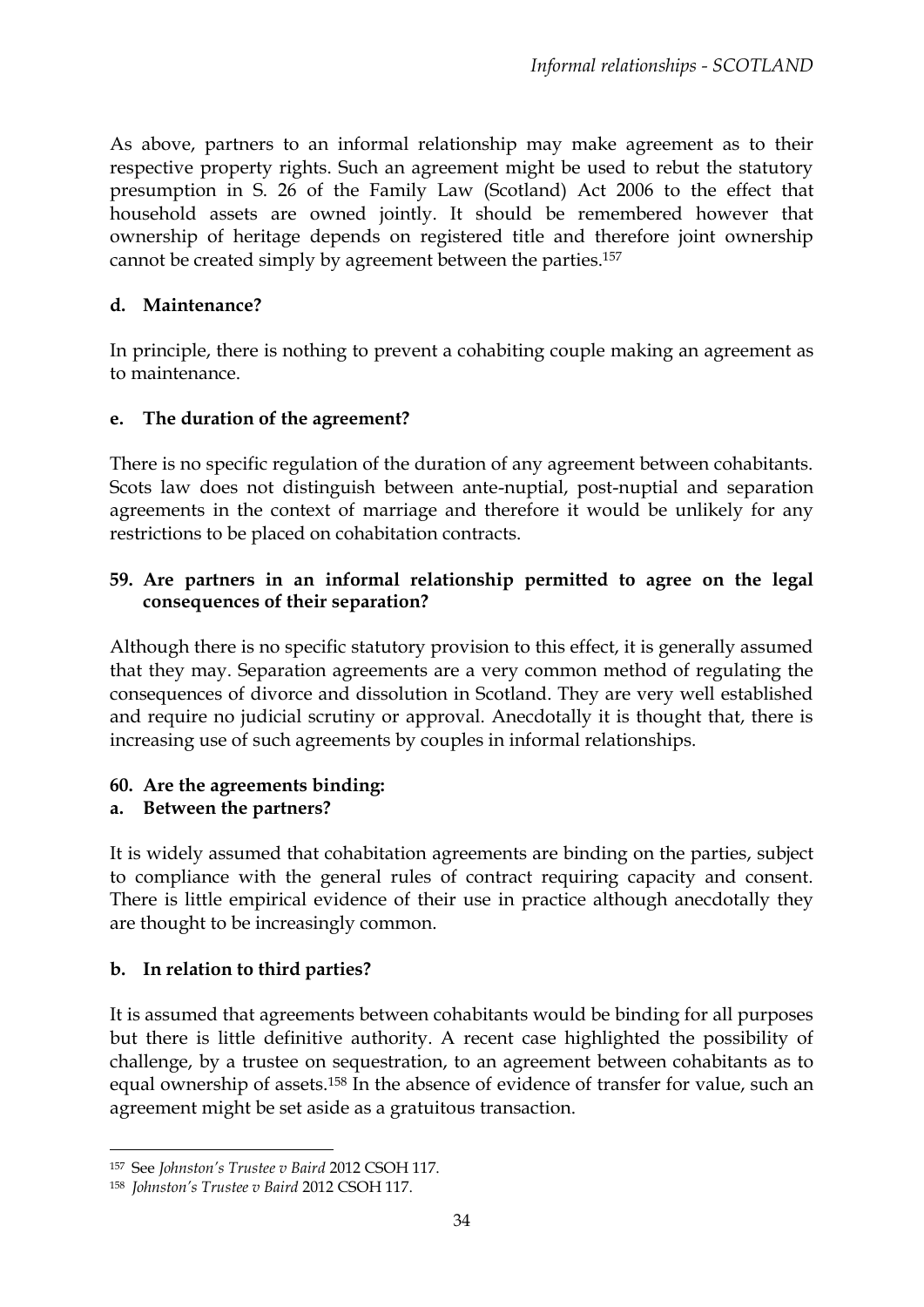As above, partners to an informal relationship may make agreement as to their respective property rights. Such an agreement might be used to rebut the statutory presumption in S. 26 of the Family Law (Scotland) Act 2006 to the effect that household assets are owned jointly. It should be remembered however that ownership of heritage depends on registered title and therefore joint ownership cannot be created simply by agreement between the parties.[157]

### d. Maintenance?

In principle, there is nothing to prevent a cohabiting couple making an agreement as to maintenance.

### e. The duration of the agreement?

There is no specific regulation of the duration of any agreement between cohabitants. Scots law does not distinguish between ante-nuptial, post-nuptial and separation agreements in the context of marriage and therefore it would be unlikely for any restrictions to be placed on cohabitation contracts.

### 59. Are partners in an informal relationship permitted to agree on the legal consequences of their separation?

Although there is no specific statutory provision to this effect, it is generally assumed that they may. Separation agreements are a very common method of regulating the consequences of divorce and dissolution in Scotland. They are very well established and require no judicial scrutiny or approval. Anecdotally it is thought that, there is increasing use of such agreements by couples in informal relationships.

### 60. Are the agreements binding:

### a. Between the partners?

It is widely assumed that cohabitation agreements are binding on the parties, subject to compliance with the general rules of contract requiring capacity and consent. There is little empirical evidence of their use in practice although anecdotally they are thought to be increasingly common.

### b. In relation to third parties?

It is assumed that agreements between cohabitants would be binding for all purposes but there is little definitive authority. A recent case highlighted the possibility of challenge, by a trustee on sequestration, to an agreement between cohabitants as to equal ownership of assets.[158] In the absence of evidence of transfer for value, such an agreement might be set aside as a gratuitous transaction.

---

[157] See *Johnston's Trustee v Baird* 2012 CSOH 117.

[158] *Johnston's Trustee v Baird* 2012 CSOH 117.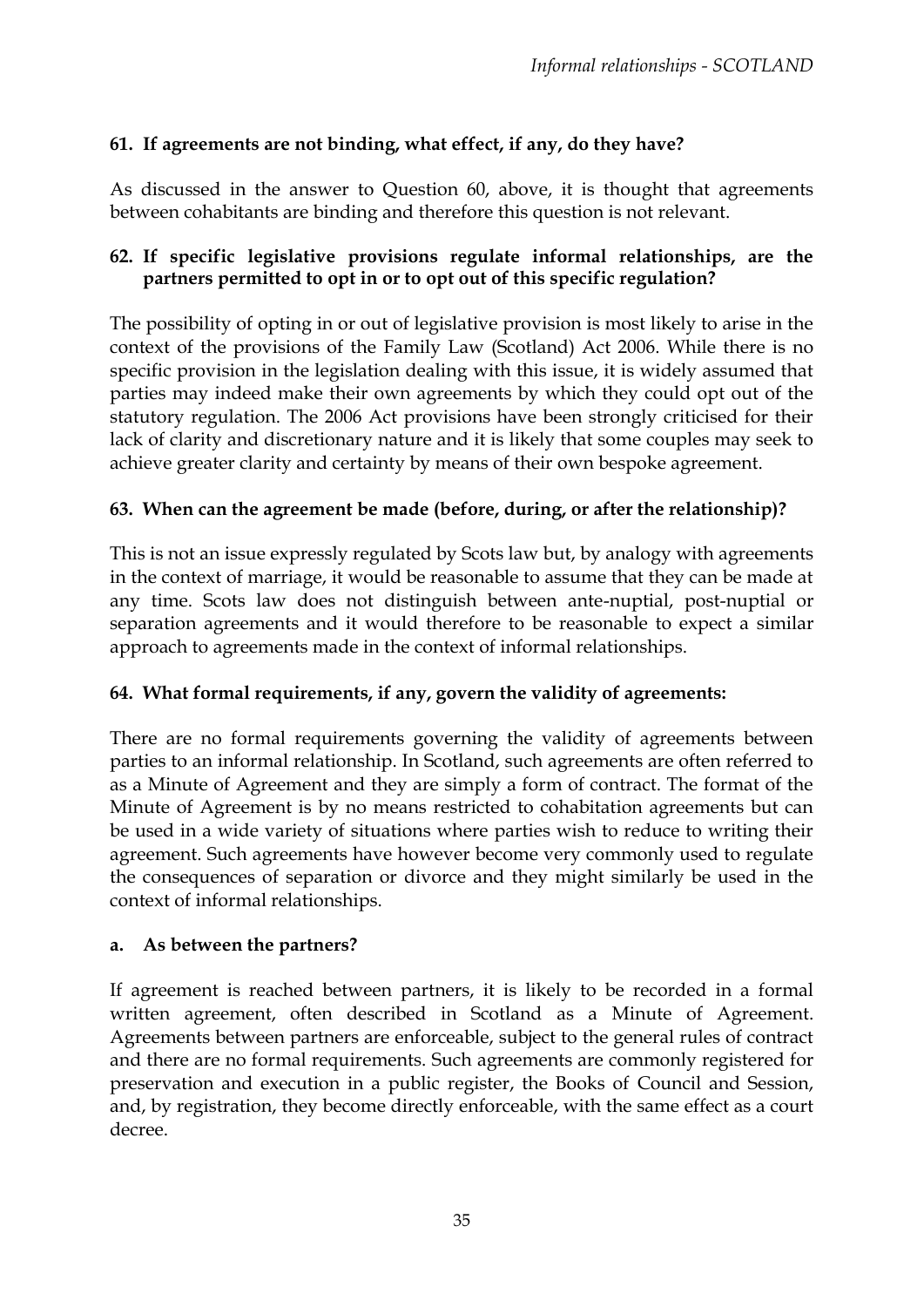### 61. If agreements are not binding, what effect, if any, do they have?

As discussed in the answer to Question 60, above, it is thought that agreements between cohabitants are binding and therefore this question is not relevant.

### 62. If specific legislative provisions regulate informal relationships, are the partners permitted to opt in or to opt out of this specific regulation?

The possibility of opting in or out of legislative provision is most likely to arise in the context of the provisions of the Family Law (Scotland) Act 2006. While there is no specific provision in the legislation dealing with this issue, it is widely assumed that parties may indeed make their own agreements by which they could opt out of the statutory regulation. The 2006 Act provisions have been strongly criticised for their lack of clarity and discretionary nature and it is likely that some couples may seek to achieve greater clarity and certainty by means of their own bespoke agreement.

### 63. When can the agreement be made (before, during, or after the relationship)?

This is not an issue expressly regulated by Scots law but, by analogy with agreements in the context of marriage, it would be reasonable to assume that they can be made at any time. Scots law does not distinguish between ante-nuptial, post-nuptial or separation agreements and it would therefore to be reasonable to expect a similar approach to agreements made in the context of informal relationships.

### 64. What formal requirements, if any, govern the validity of agreements:

There are no formal requirements governing the validity of agreements between parties to an informal relationship. In Scotland, such agreements are often referred to as a Minute of Agreement and they are simply a form of contract. The format of the Minute of Agreement is by no means restricted to cohabitation agreements but can be used in a wide variety of situations where parties wish to reduce to writing their agreement. Such agreements have however become very commonly used to regulate the consequences of separation or divorce and they might similarly be used in the context of informal relationships.

#### a. As between the partners?

If agreement is reached between partners, it is likely to be recorded in a formal written agreement, often described in Scotland as a Minute of Agreement. Agreements between partners are enforceable, subject to the general rules of contract and there are no formal requirements. Such agreements are commonly registered for preservation and execution in a public register, the Books of Council and Session, and, by registration, they become directly enforceable, with the same effect as a court decree.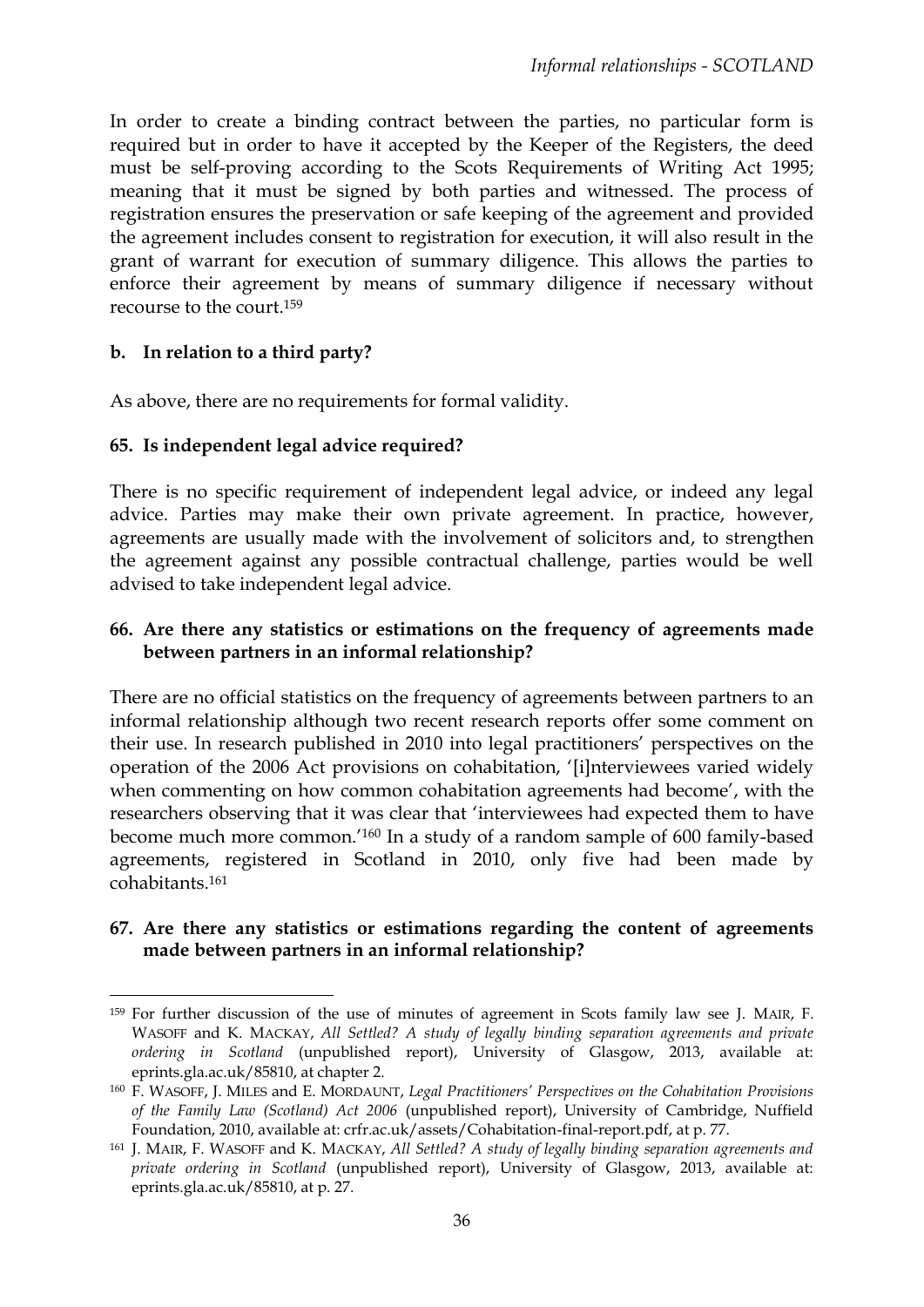In order to create a binding contract between the parties, no particular form is required but in order to have it accepted by the Keeper of the Registers, the deed must be self-proving according to the Scots Requirements of Writing Act 1995; meaning that it must be signed by both parties and witnessed. The process of registration ensures the preservation or safe keeping of the agreement and provided the agreement includes consent to registration for execution, it will also result in the grant of warrant for execution of summary diligence. This allows the parties to enforce their agreement by means of summary diligence if necessary without recourse to the court.[159]

**b. In relation to a third party?**

As above, there are no requirements for formal validity.

**65. Is independent legal advice required?**

There is no specific requirement of independent legal advice, or indeed any legal advice. Parties may make their own private agreement. In practice, however, agreements are usually made with the involvement of solicitors and, to strengthen the agreement against any possible contractual challenge, parties would be well advised to take independent legal advice.

**66. Are there any statistics or estimations on the frequency of agreements made between partners in an informal relationship?**

There are no official statistics on the frequency of agreements between partners to an informal relationship although two recent research reports offer some comment on their use. In research published in 2010 into legal practitioners' perspectives on the operation of the 2006 Act provisions on cohabitation, '[i]nterviewees varied widely when commenting on how common cohabitation agreements had become', with the researchers observing that it was clear that 'interviewees had expected them to have become much more common.'[160] In a study of a random sample of 600 family-based agreements, registered in Scotland in 2010, only five had been made by cohabitants.[161]

**67. Are there any statistics or estimations regarding the content of agreements made between partners in an informal relationship?**

---

[159] For further discussion of the use of minutes of agreement in Scots family law see J. MAIR, F. WASOFF and K. MACKAY, *All Settled? A study of legally binding separation agreements and private ordering in Scotland* (unpublished report), University of Glasgow, 2013, available at: eprints.gla.ac.uk/85810, at chapter 2.

[160] F. WASOFF, J. MILES and E. MORDAUNT, *Legal Practitioners' Perspectives on the Cohabitation Provisions of the Family Law (Scotland) Act 2006* (unpublished report), University of Cambridge, Nuffield Foundation, 2010, available at: crfr.ac.uk/assets/Cohabitation-final-report.pdf, at p. 77.

[161] J. MAIR, F. WASOFF and K. MACKAY, *All Settled? A study of legally binding separation agreements and private ordering in Scotland* (unpublished report), University of Glasgow, 2013, available at: eprints.gla.ac.uk/85810, at p. 27.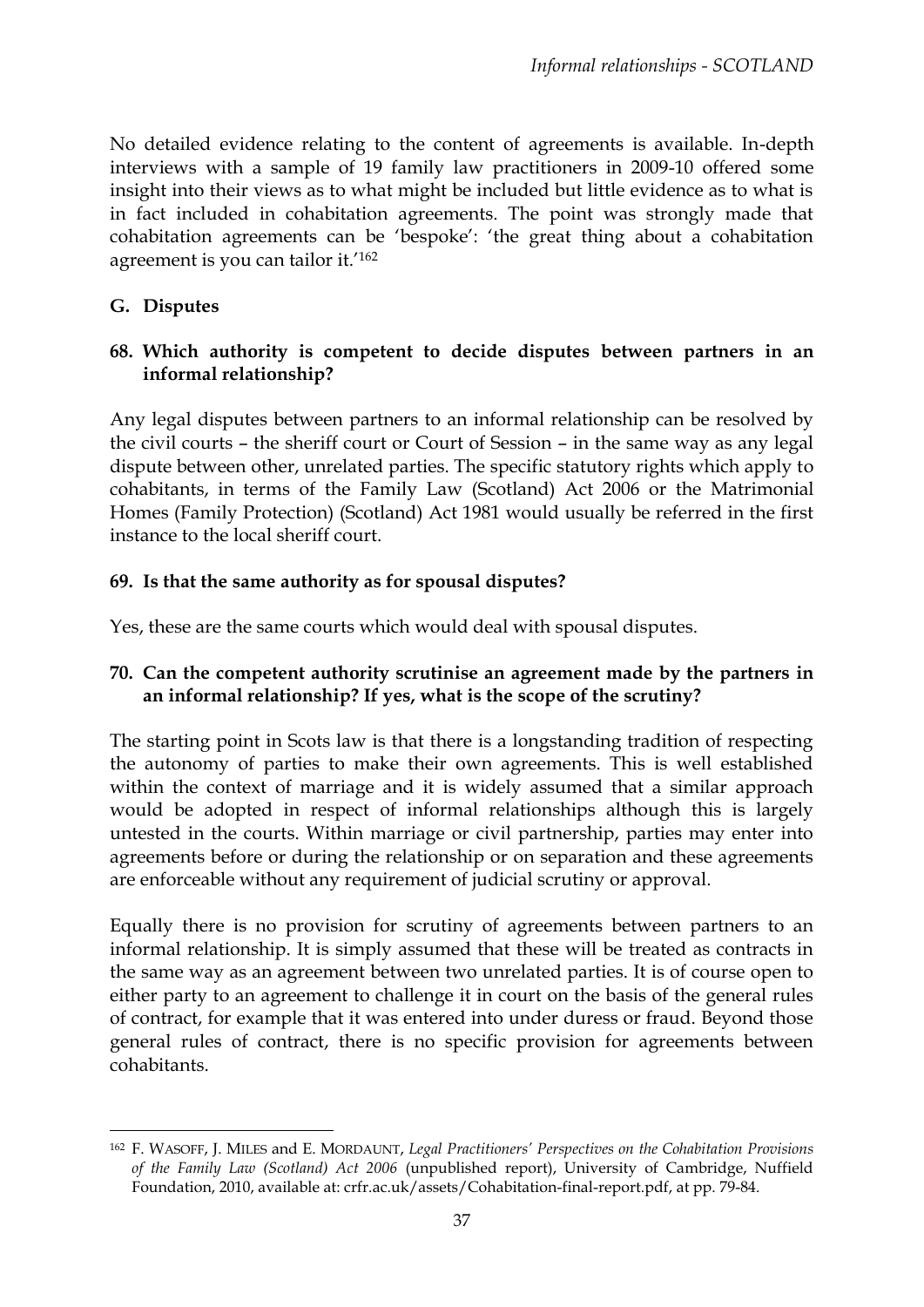No detailed evidence relating to the content of agreements is available. In-depth interviews with a sample of 19 family law practitioners in 2009-10 offered some insight into their views as to what might be included but little evidence as to what is in fact included in cohabitation agreements. The point was strongly made that cohabitation agreements can be 'bespoke': 'the great thing about a cohabitation agreement is you can tailor it.'[162]

## G. Disputes

### 68. Which authority is competent to decide disputes between partners in an informal relationship?

Any legal disputes between partners to an informal relationship can be resolved by the civil courts – the sheriff court or Court of Session – in the same way as any legal dispute between other, unrelated parties. The specific statutory rights which apply to cohabitants, in terms of the Family Law (Scotland) Act 2006 or the Matrimonial Homes (Family Protection) (Scotland) Act 1981 would usually be referred in the first instance to the local sheriff court.

### 69. Is that the same authority as for spousal disputes?

Yes, these are the same courts which would deal with spousal disputes.

### 70. Can the competent authority scrutinise an agreement made by the partners in an informal relationship? If yes, what is the scope of the scrutiny?

The starting point in Scots law is that there is a longstanding tradition of respecting the autonomy of parties to make their own agreements. This is well established within the context of marriage and it is widely assumed that a similar approach would be adopted in respect of informal relationships although this is largely untested in the courts. Within marriage or civil partnership, parties may enter into agreements before or during the relationship or on separation and these agreements are enforceable without any requirement of judicial scrutiny or approval.

Equally there is no provision for scrutiny of agreements between partners to an informal relationship. It is simply assumed that these will be treated as contracts in the same way as an agreement between two unrelated parties. It is of course open to either party to an agreement to challenge it in court on the basis of the general rules of contract, for example that it was entered into under duress or fraud. Beyond those general rules of contract, there is no specific provision for agreements between cohabitants.

---

[162] F. WASOFF, J. MILES and E. MORDAUNT, *Legal Practitioners' Perspectives on the Cohabitation Provisions of the Family Law (Scotland) Act 2006* (unpublished report), University of Cambridge, Nuffield Foundation, 2010, available at: crfr.ac.uk/assets/Cohabitation-final-report.pdf, at pp. 79-84.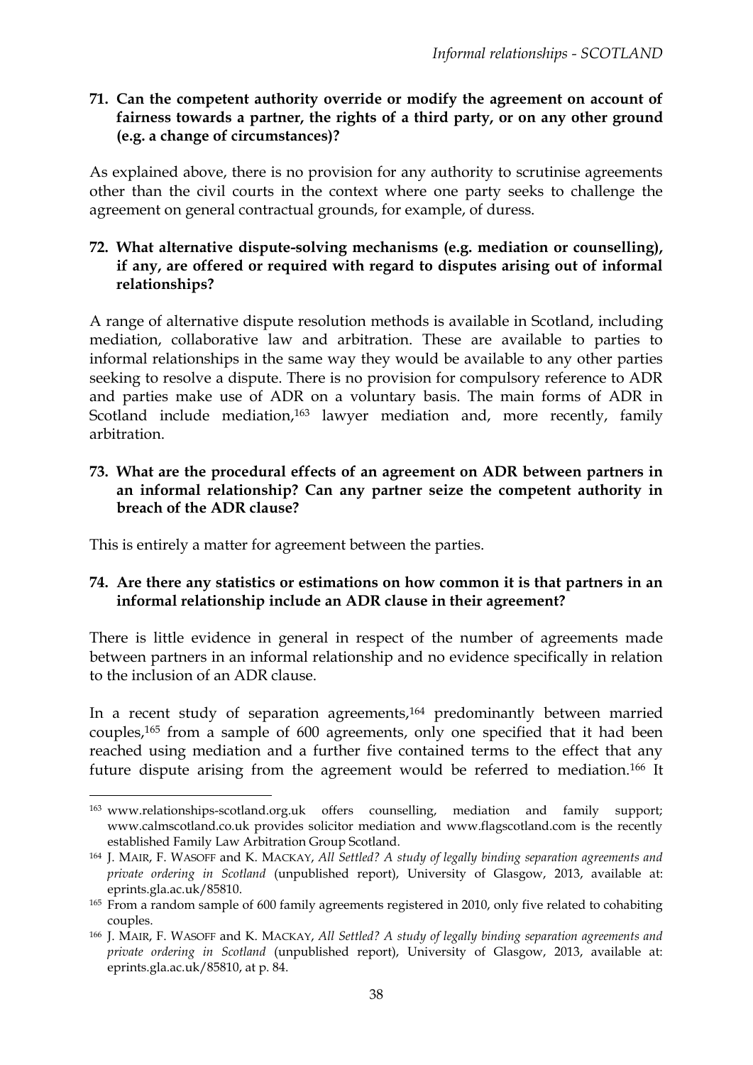**71. Can the competent authority override or modify the agreement on account of fairness towards a partner, the rights of a third party, or on any other ground (e.g. a change of circumstances)?**

As explained above, there is no provision for any authority to scrutinise agreements other than the civil courts in the context where one party seeks to challenge the agreement on general contractual grounds, for example, of duress.

**72. What alternative dispute-solving mechanisms (e.g. mediation or counselling), if any, are offered or required with regard to disputes arising out of informal relationships?**

A range of alternative dispute resolution methods is available in Scotland, including mediation, collaborative law and arbitration. These are available to parties to informal relationships in the same way they would be available to any other parties seeking to resolve a dispute. There is no provision for compulsory reference to ADR and parties make use of ADR on a voluntary basis. The main forms of ADR in Scotland include mediation,[163] lawyer mediation and, more recently, family arbitration.

**73. What are the procedural effects of an agreement on ADR between partners in an informal relationship? Can any partner seize the competent authority in breach of the ADR clause?**

This is entirely a matter for agreement between the parties.

**74. Are there any statistics or estimations on how common it is that partners in an informal relationship include an ADR clause in their agreement?**

There is little evidence in general in respect of the number of agreements made between partners in an informal relationship and no evidence specifically in relation to the inclusion of an ADR clause.

In a recent study of separation agreements,[164] predominantly between married couples,[165] from a sample of 600 agreements, only one specified that it had been reached using mediation and a further five contained terms to the effect that any future dispute arising from the agreement would be referred to mediation.[166] It

---

[163] www.relationships-scotland.org.uk offers counselling, mediation and family support; www.calmscotland.co.uk provides solicitor mediation and www.flagscotland.com is the recently established Family Law Arbitration Group Scotland.

[164] J. MAIR, F. WASOFF and K. MACKAY, *All Settled? A study of legally binding separation agreements and private ordering in Scotland* (unpublished report), University of Glasgow, 2013, available at: eprints.gla.ac.uk/85810.

[165] From a random sample of 600 family agreements registered in 2010, only five related to cohabiting couples.

[166] J. MAIR, F. WASOFF and K. MACKAY, *All Settled? A study of legally binding separation agreements and private ordering in Scotland* (unpublished report), University of Glasgow, 2013, available at: eprints.gla.ac.uk/85810, at p. 84.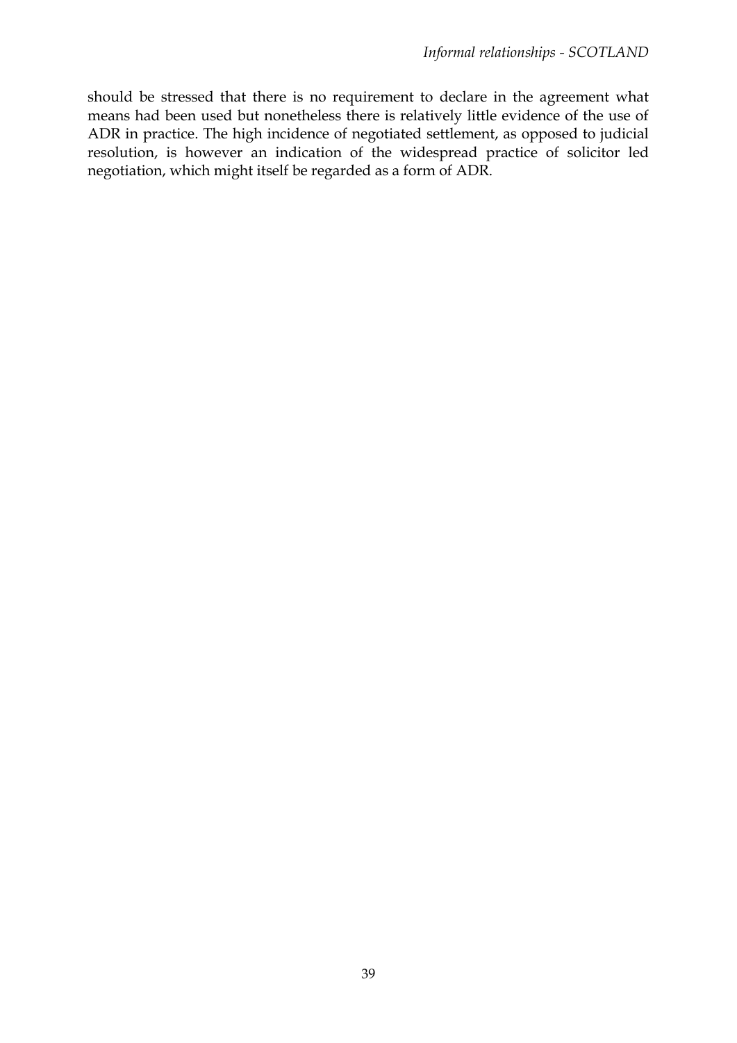should be stressed that there is no requirement to declare in the agreement what means had been used but nonetheless there is relatively little evidence of the use of ADR in practice. The high incidence of negotiated settlement, as opposed to judicial resolution, is however an indication of the widespread practice of solicitor led negotiation, which might itself be regarded as a form of ADR.